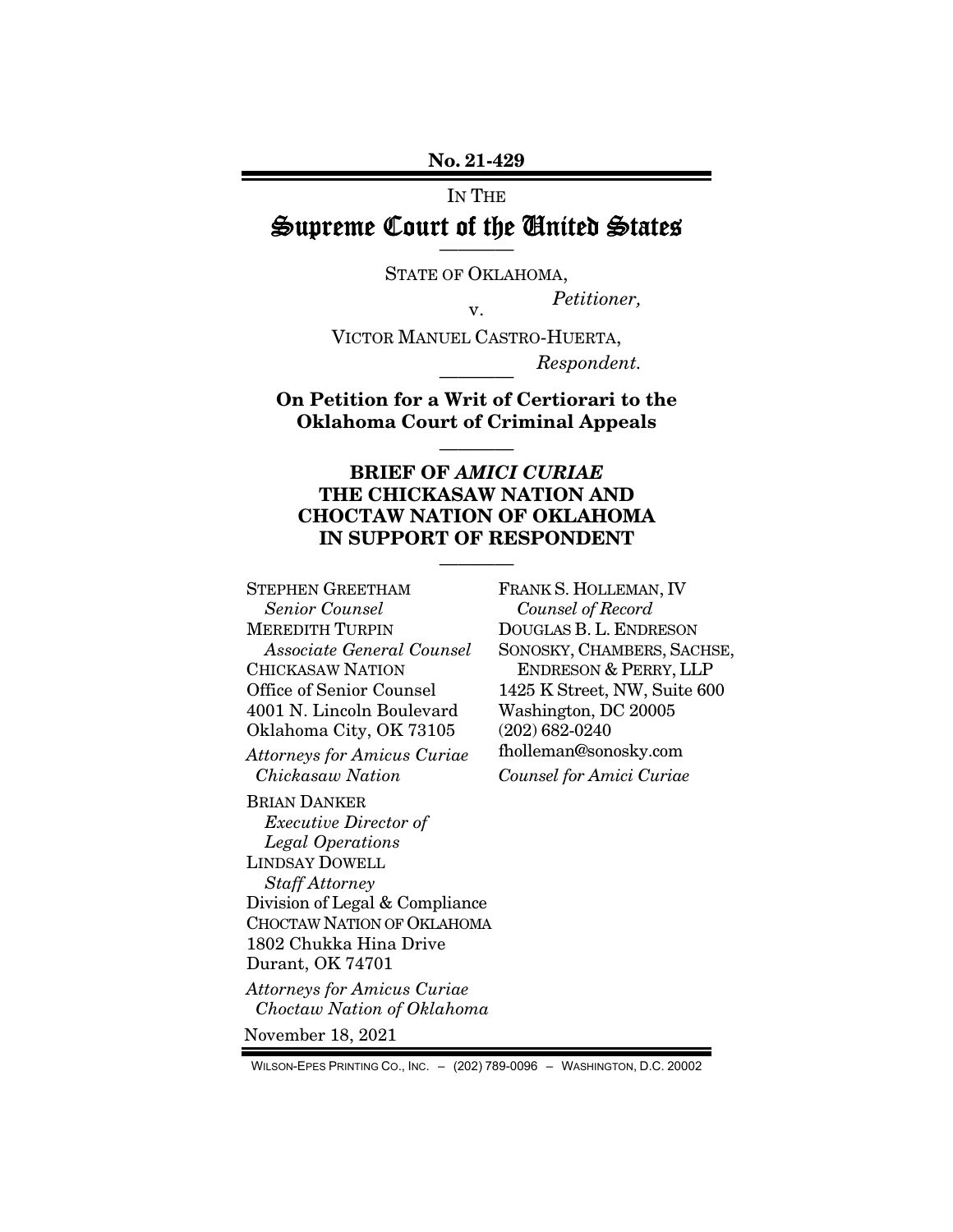**No. 21-429**

IN THE

# Supreme Court of the United States

————

STATE OF OKLAHOMA,

*Petitioner,*

v.

VICTOR MANUEL CASTRO-HUERTA,

*Respondent.*

————

**On Petition for a Writ of Certiorari to the Oklahoma Court of Criminal Appeals**

————

## BRIEF OF *AMICI CURIAE* THE CHICKASAW NATION AND CHOCTAW NATION OF OKLAHOMA IN SUPPORT OF RESPONDENT

————

STEPHEN GREETHAM
*Senior Counsel*
MEREDITH TURPIN
*Associate General Counsel*
CHICKASAW NATION
Office of Senior Counsel
4001 N. Lincoln Boulevard
Oklahoma City, OK 73105

*Attorneys for Amicus Curiae Chickasaw Nation*

BRIAN DANKER
*Executive Director of Legal Operations*
LINDSAY DOWELL
*Staff Attorney*
Division of Legal & Compliance
CHOCTAW NATION OF OKLAHOMA
1802 Chukka Hina Drive
Durant, OK 74701

*Attorneys for Amicus Curiae Choctaw Nation of Oklahoma*

FRANK S. HOLLEMAN, IV
*Counsel of Record*
DOUGLAS B. L. ENDRESON
SONOSKY, CHAMBERS, SACHSE, ENDRESON & PERRY, LLP
1425 K Street, NW, Suite 600
Washington, DC 20005
(202) 682-0240
fholleman@sonosky.com

*Counsel for Amici Curiae*

November 18, 2021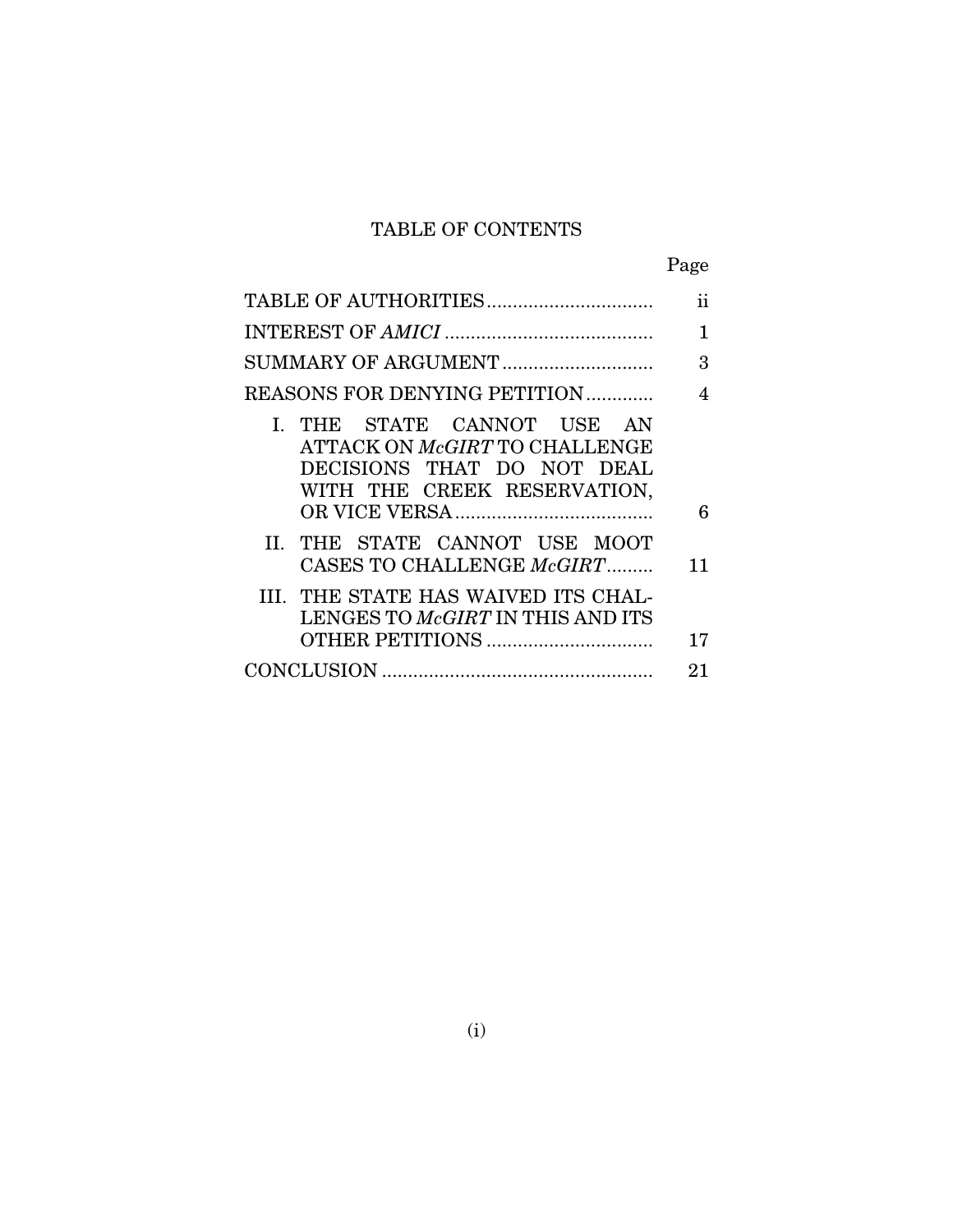# TABLE OF CONTENTS

| | Page |
|---|---|
| TABLE OF AUTHORITIES | ii |
| INTEREST OF *AMICI* | 1 |
| SUMMARY OF ARGUMENT | 3 |
| REASONS FOR DENYING PETITION | 4 |
| I. THE STATE CANNOT USE AN ATTACK ON *McGIRT* TO CHALLENGE DECISIONS THAT DO NOT DEAL WITH THE CREEK RESERVATION, OR VICE VERSA | 6 |
| II. THE STATE CANNOT USE MOOT CASES TO CHALLENGE *McGIRT* | 11 |
| III. THE STATE HAS WAIVED ITS CHALLENGES TO *McGIRT* IN THIS AND ITS OTHER PETITIONS | 17 |
| CONCLUSION | 21 |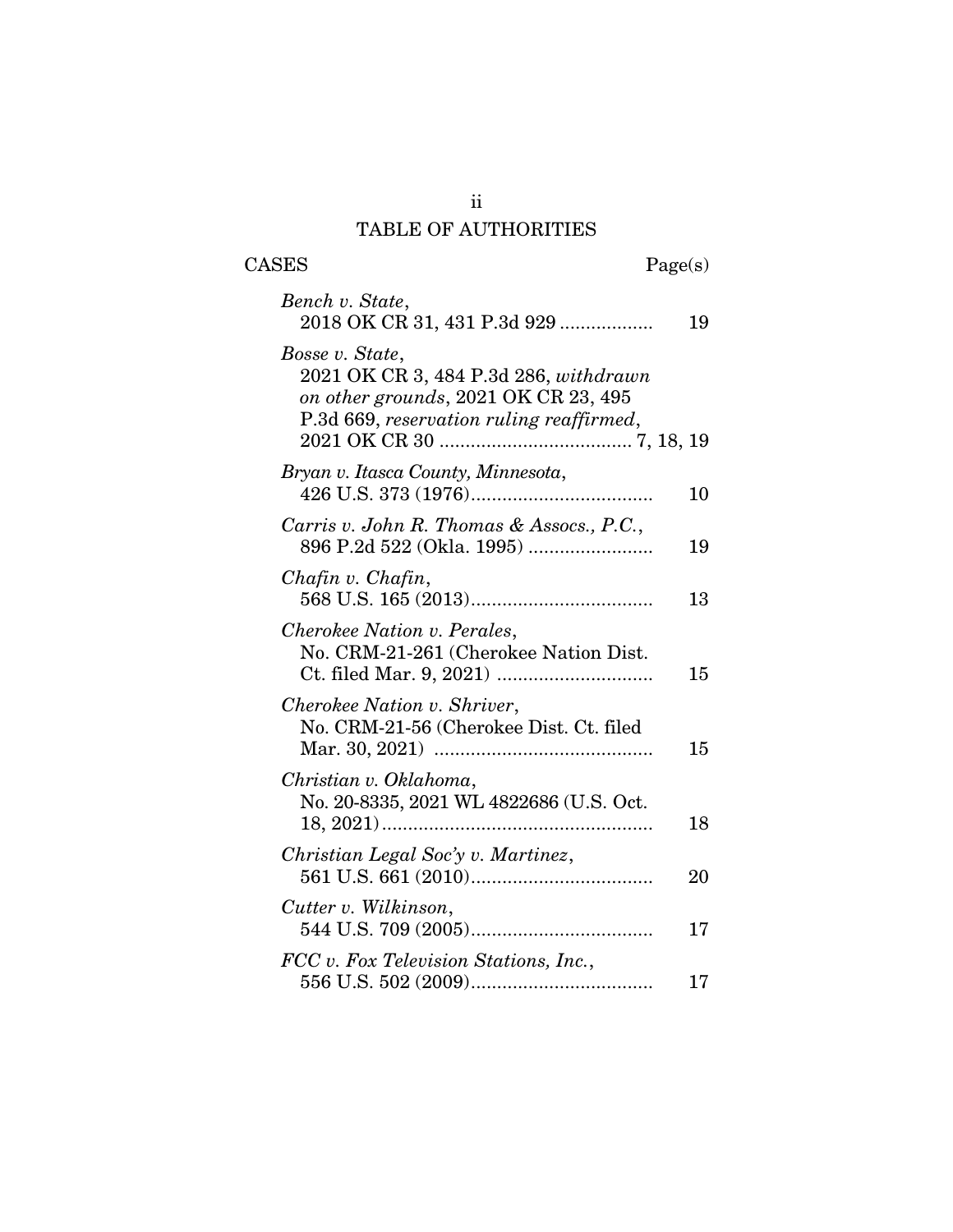# TABLE OF AUTHORITIES

| CASES | Page(s) |
|---|---|
| *Bench v. State*, 2018 OK CR 31, 431 P.3d 929 | 19 |
| *Bosse v. State*, 2021 OK CR 3, 484 P.3d 286, *withdrawn on other grounds*, 2021 OK CR 23, 495 P.3d 669, *reservation ruling reaffirmed*, 2021 OK CR 30 | 7, 18, 19 |
| *Bryan v. Itasca County, Minnesota*, 426 U.S. 373 (1976) | 10 |
| *Carris v. John R. Thomas & Assocs., P.C.*, 896 P.2d 522 (Okla. 1995) | 19 |
| *Chafin v. Chafin*, 568 U.S. 165 (2013) | 13 |
| *Cherokee Nation v. Perales*, No. CRM-21-261 (Cherokee Nation Dist. Ct. filed Mar. 9, 2021) | 15 |
| *Cherokee Nation v. Shriver*, No. CRM-21-56 (Cherokee Dist. Ct. filed Mar. 30, 2021) | 15 |
| *Christian v. Oklahoma*, No. 20-8335, 2021 WL 4822686 (U.S. Oct. 18, 2021) | 18 |
| *Christian Legal Soc'y v. Martinez*, 561 U.S. 661 (2010) | 20 |
| *Cutter v. Wilkinson*, 544 U.S. 709 (2005) | 17 |
| *FCC v. Fox Television Stations, Inc.*, 556 U.S. 502 (2009) | 17 |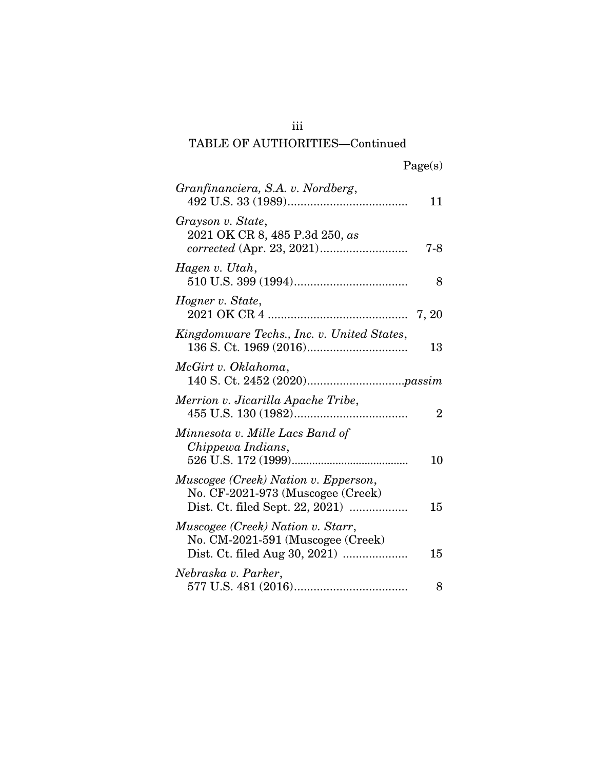## TABLE OF AUTHORITIES—Continued

| | Page(s) |
|---|---|
| *Granfinanciera, S.A. v. Nordberg*, 492 U.S. 33 (1989) | 11 |
| *Grayson v. State*, 2021 OK CR 8, 485 P.3d 250, *as corrected* (Apr. 23, 2021) | 7-8 |
| *Hagen v. Utah*, 510 U.S. 399 (1994) | 8 |
| *Hogner v. State*, 2021 OK CR 4 | 7, 20 |
| *Kingdomware Techs., Inc. v. United States*, 136 S. Ct. 1969 (2016) | 13 |
| *McGirt v. Oklahoma*, 140 S. Ct. 2452 (2020) | *passim* |
| *Merrion v. Jicarilla Apache Tribe*, 455 U.S. 130 (1982) | 2 |
| *Minnesota v. Mille Lacs Band of Chippewa Indians*, 526 U.S. 172 (1999) | 10 |
| *Muscogee (Creek) Nation v. Epperson*, No. CF-2021-973 (Muscogee (Creek) Dist. Ct. filed Sept. 22, 2021) | 15 |
| *Muscogee (Creek) Nation v. Starr*, No. CM-2021-591 (Muscogee (Creek) Dist. Ct. filed Aug 30, 2021) | 15 |
| *Nebraska v. Parker*, 577 U.S. 481 (2016) | 8 |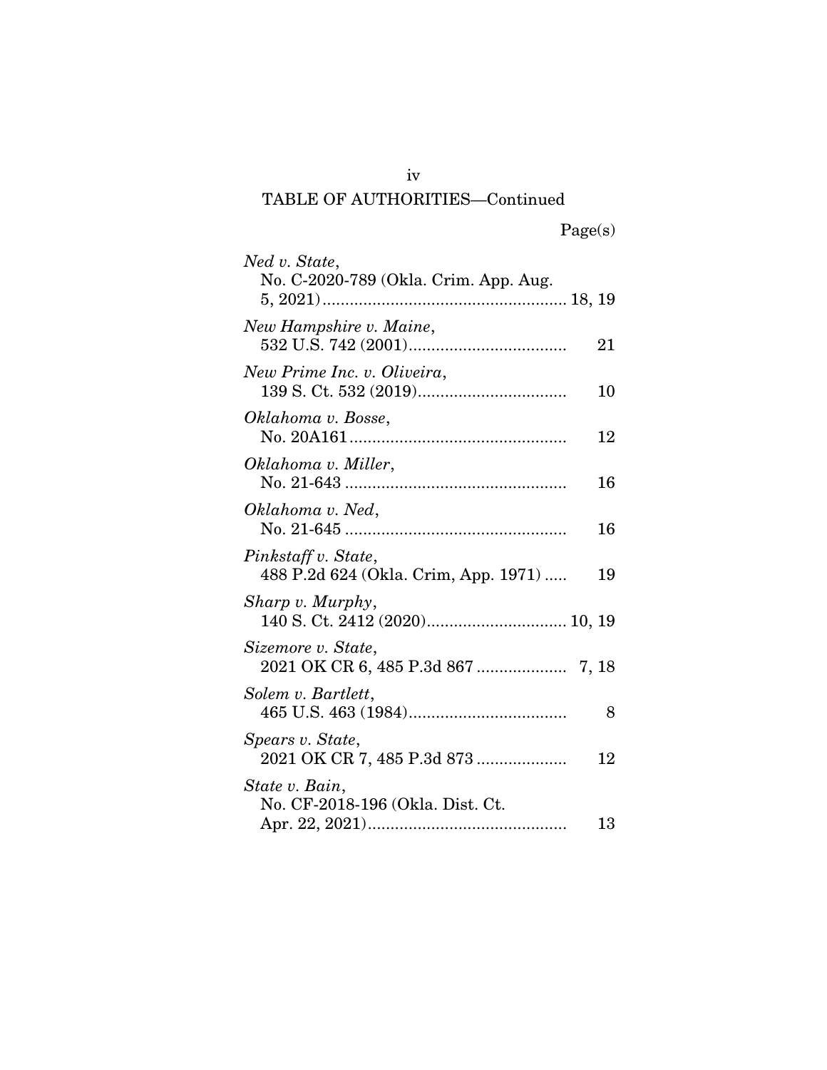TABLE OF AUTHORITIES—Continued

Page(s)

*Ned v. State*,
No. C-2020-789 (Okla. Crim. App. Aug. 5, 2021) ........ 18, 19

*New Hampshire v. Maine*,
532 U.S. 742 (2001) ........ 21

*New Prime Inc. v. Oliveira*,
139 S. Ct. 532 (2019) ........ 10

*Oklahoma v. Bosse*,
No. 20A161 ........ 12

*Oklahoma v. Miller*,
No. 21-643 ........ 16

*Oklahoma v. Ned*,
No. 21-645 ........ 16

*Pinkstaff v. State*,
488 P.2d 624 (Okla. Crim, App. 1971) ........ 19

*Sharp v. Murphy*,
140 S. Ct. 2412 (2020) ........ 10, 19

*Sizemore v. State*,
2021 OK CR 6, 485 P.3d 867 ........ 7, 18

*Solem v. Bartlett*,
465 U.S. 463 (1984) ........ 8

*Spears v. State*,
2021 OK CR 7, 485 P.3d 873 ........ 12

*State v. Bain*,
No. CF-2018-196 (Okla. Dist. Ct. Apr. 22, 2021) ........ 13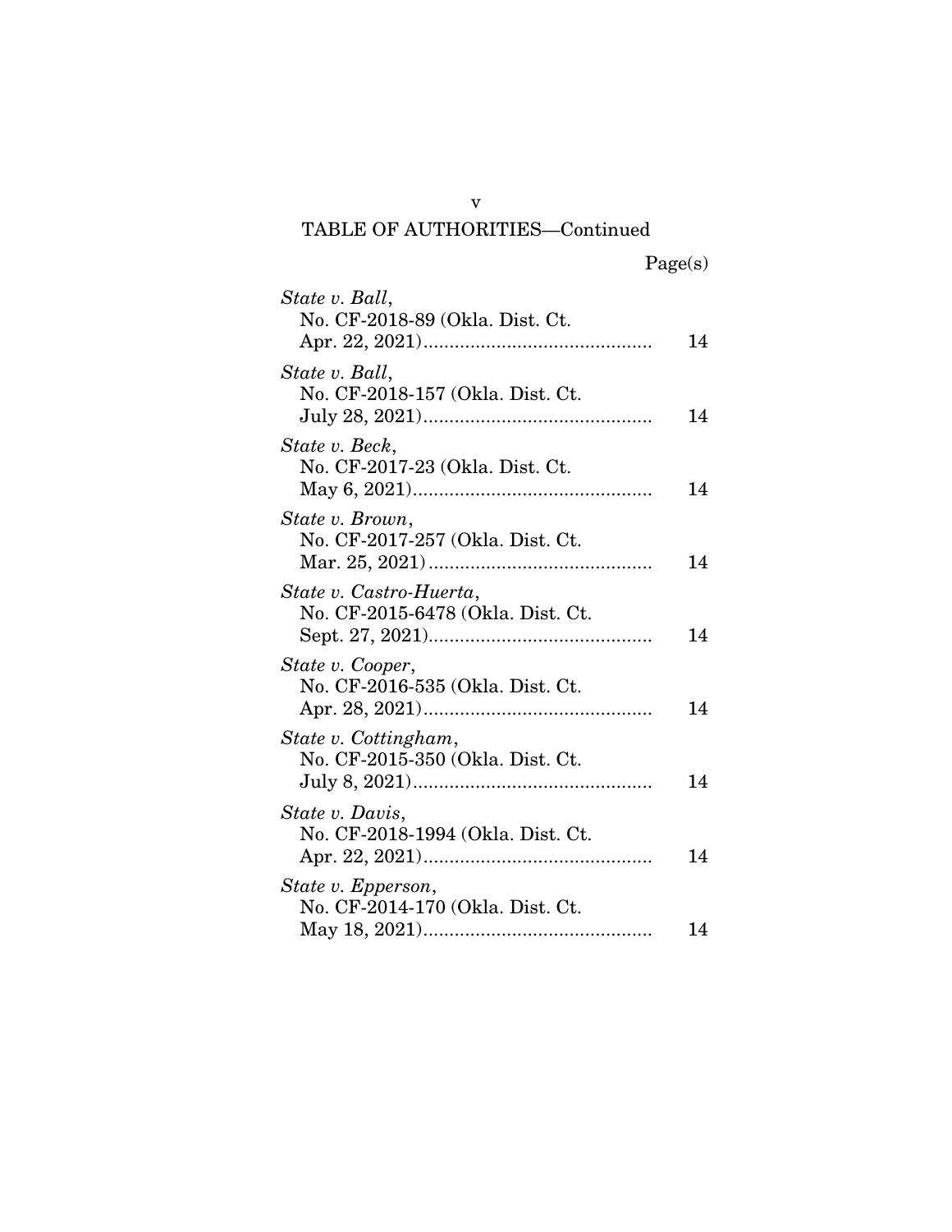TABLE OF AUTHORITIES—Continued

Page(s)

*State v. Ball*, No. CF-2018-89 (Okla. Dist. Ct. Apr. 22, 2021) .......... 14

*State v. Ball*, No. CF-2018-157 (Okla. Dist. Ct. July 28, 2021) .......... 14

*State v. Beck*, No. CF-2017-23 (Okla. Dist. Ct. May 6, 2021) .......... 14

*State v. Brown*, No. CF-2017-257 (Okla. Dist. Ct. Mar. 25, 2021) .......... 14

*State v. Castro-Huerta*, No. CF-2015-6478 (Okla. Dist. Ct. Sept. 27, 2021) .......... 14

*State v. Cooper*, No. CF-2016-535 (Okla. Dist. Ct. Apr. 28, 2021) .......... 14

*State v. Cottingham*, No. CF-2015-350 (Okla. Dist. Ct. July 8, 2021) .......... 14

*State v. Davis*, No. CF-2018-1994 (Okla. Dist. Ct. Apr. 22, 2021) .......... 14

*State v. Epperson*, No. CF-2014-170 (Okla. Dist. Ct. May 18, 2021) .......... 14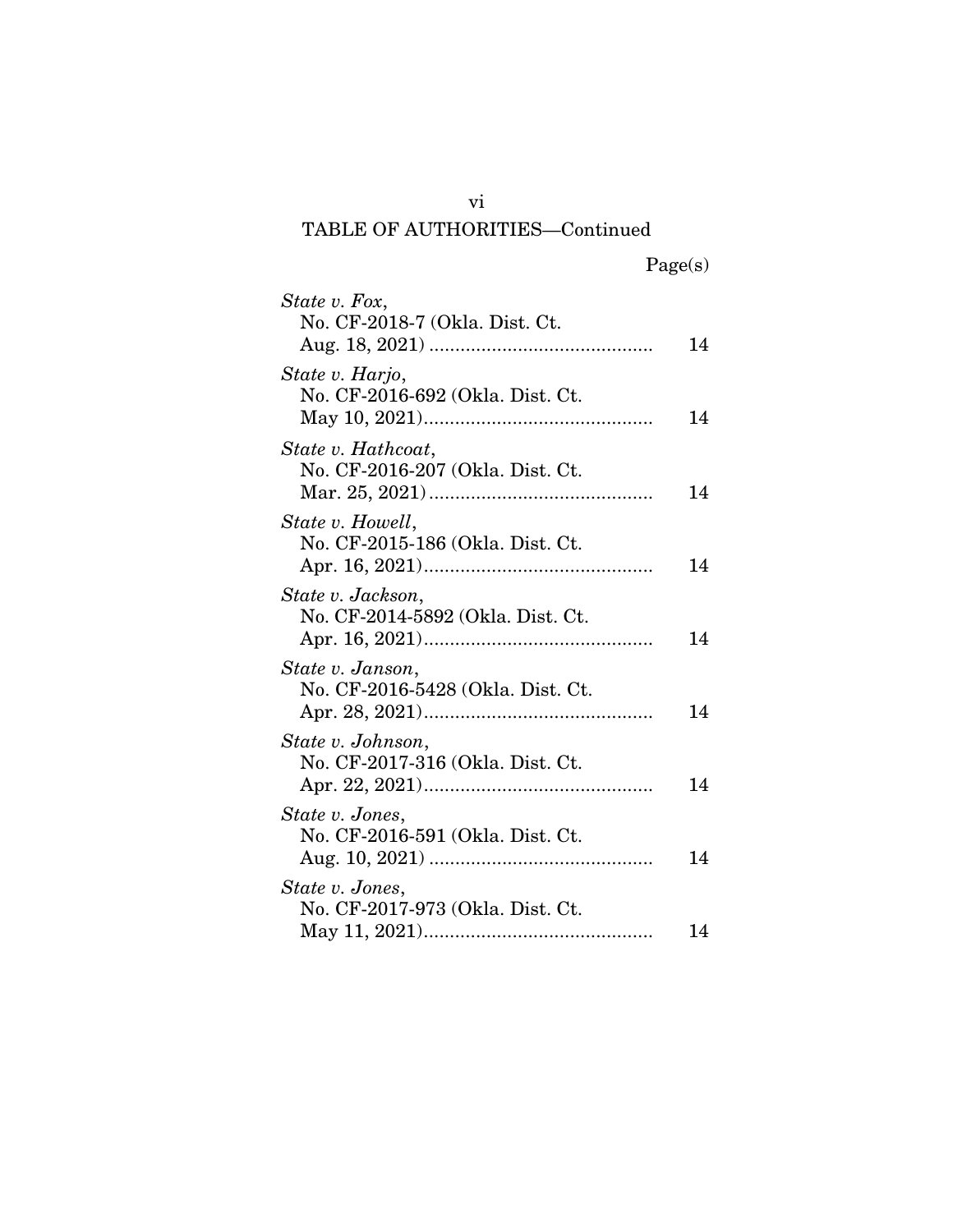TABLE OF AUTHORITIES—Continued

| | Page(s) |
|---|---|
| *State v. Fox*, No. CF-2018-7 (Okla. Dist. Ct. Aug. 18, 2021) | 14 |
| *State v. Harjo*, No. CF-2016-692 (Okla. Dist. Ct. May 10, 2021) | 14 |
| *State v. Hathcoat*, No. CF-2016-207 (Okla. Dist. Ct. Mar. 25, 2021) | 14 |
| *State v. Howell*, No. CF-2015-186 (Okla. Dist. Ct. Apr. 16, 2021) | 14 |
| *State v. Jackson*, No. CF-2014-5892 (Okla. Dist. Ct. Apr. 16, 2021) | 14 |
| *State v. Janson*, No. CF-2016-5428 (Okla. Dist. Ct. Apr. 28, 2021) | 14 |
| *State v. Johnson*, No. CF-2017-316 (Okla. Dist. Ct. Apr. 22, 2021) | 14 |
| *State v. Jones*, No. CF-2016-591 (Okla. Dist. Ct. Aug. 10, 2021) | 14 |
| *State v. Jones*, No. CF-2017-973 (Okla. Dist. Ct. May 11, 2021) | 14 |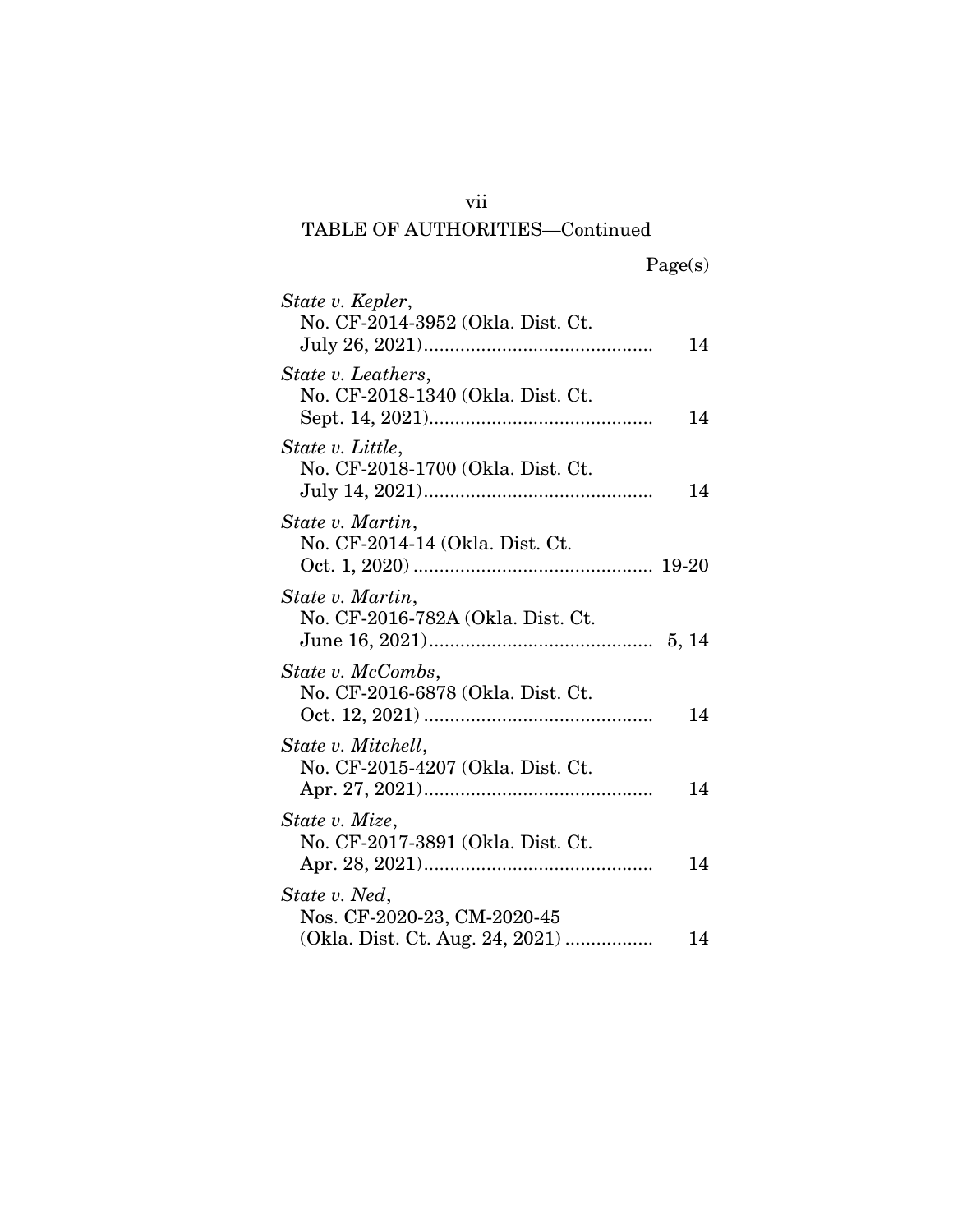TABLE OF AUTHORITIES—Continued

Page(s)

*State v. Kepler*,
No. CF-2014-3952 (Okla. Dist. Ct.
July 26, 2021)............................................ 14

*State v. Leathers*,
No. CF-2018-1340 (Okla. Dist. Ct.
Sept. 14, 2021)........................................... 14

*State v. Little*,
No. CF-2018-1700 (Okla. Dist. Ct.
July 14, 2021)............................................ 14

*State v. Martin*,
No. CF-2014-14 (Okla. Dist. Ct.
Oct. 1, 2020) .............................................. 19-20

*State v. Martin*,
No. CF-2016-782A (Okla. Dist. Ct.
June 16, 2021)........................................... 5, 14

*State v. McCombs*,
No. CF-2016-6878 (Okla. Dist. Ct.
Oct. 12, 2021) ............................................ 14

*State v. Mitchell*,
No. CF-2015-4207 (Okla. Dist. Ct.
Apr. 27, 2021)............................................ 14

*State v. Mize*,
No. CF-2017-3891 (Okla. Dist. Ct.
Apr. 28, 2021)............................................ 14

*State v. Ned*,
Nos. CF-2020-23, CM-2020-45
(Okla. Dist. Ct. Aug. 24, 2021) ................. 14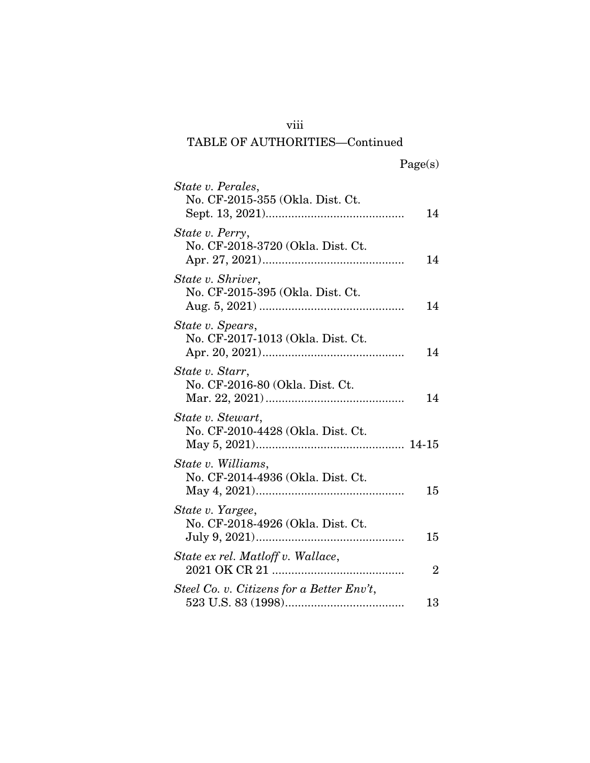## TABLE OF AUTHORITIES—Continued

| | Page(s) |
|---|---|
| *State v. Perales*, No. CF-2015-355 (Okla. Dist. Ct. Sept. 13, 2021) | 14 |
| *State v. Perry*, No. CF-2018-3720 (Okla. Dist. Ct. Apr. 27, 2021) | 14 |
| *State v. Shriver*, No. CF-2015-395 (Okla. Dist. Ct. Aug. 5, 2021) | 14 |
| *State v. Spears*, No. CF-2017-1013 (Okla. Dist. Ct. Apr. 20, 2021) | 14 |
| *State v. Starr*, No. CF-2016-80 (Okla. Dist. Ct. Mar. 22, 2021) | 14 |
| *State v. Stewart*, No. CF-2010-4428 (Okla. Dist. Ct. May 5, 2021) | 14-15 |
| *State v. Williams*, No. CF-2014-4936 (Okla. Dist. Ct. May 4, 2021) | 15 |
| *State v. Yargee*, No. CF-2018-4926 (Okla. Dist. Ct. July 9, 2021) | 15 |
| *State ex rel. Matloff v. Wallace*, 2021 OK CR 21 | 2 |
| *Steel Co. v. Citizens for a Better Env't*, 523 U.S. 83 (1998) | 13 |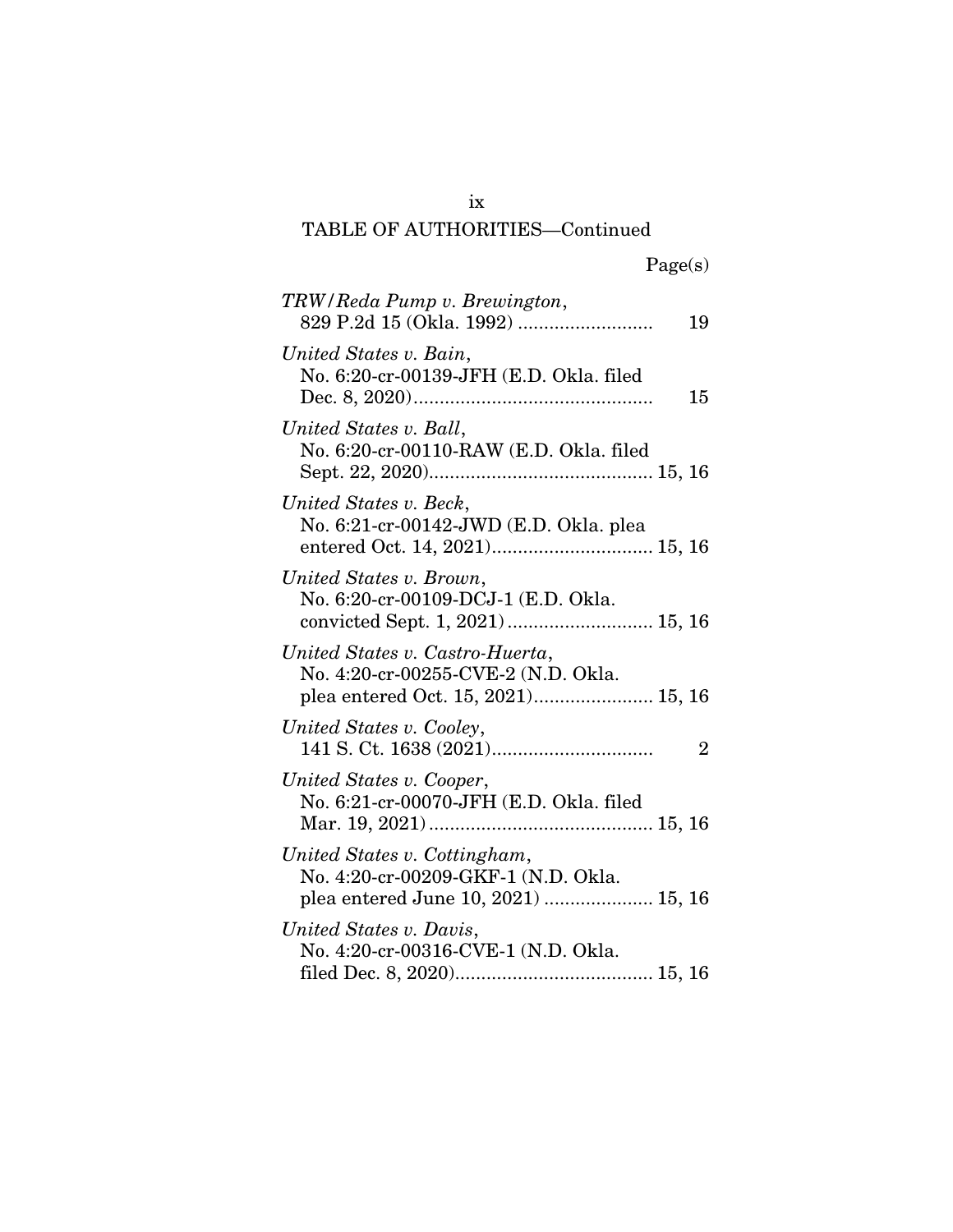TABLE OF AUTHORITIES—Continued

Page(s)

*TRW/Reda Pump v. Brewington*,
829 P.2d 15 (Okla. 1992) .......................... 19

*United States v. Bain*,
No. 6:20-cr-00139-JFH (E.D. Okla. filed Dec. 8, 2020).............................................. 15

*United States v. Ball*,
No. 6:20-cr-00110-RAW (E.D. Okla. filed Sept. 22, 2020)........................................... 15, 16

*United States v. Beck*,
No. 6:21-cr-00142-JWD (E.D. Okla. plea entered Oct. 14, 2021)............................... 15, 16

*United States v. Brown*,
No. 6:20-cr-00109-DCJ-1 (E.D. Okla. convicted Sept. 1, 2021)............................ 15, 16

*United States v. Castro-Huerta*,
No. 4:20-cr-00255-CVE-2 (N.D. Okla. plea entered Oct. 15, 2021)....................... 15, 16

*United States v. Cooley*,
141 S. Ct. 1638 (2021)............................... 2

*United States v. Cooper*,
No. 6:21-cr-00070-JFH (E.D. Okla. filed Mar. 19, 2021)........................................... 15, 16

*United States v. Cottingham*,
No. 4:20-cr-00209-GKF-1 (N.D. Okla. plea entered June 10, 2021) ..................... 15, 16

*United States v. Davis*,
No. 4:20-cr-00316-CVE-1 (N.D. Okla. filed Dec. 8, 2020)...................................... 15, 16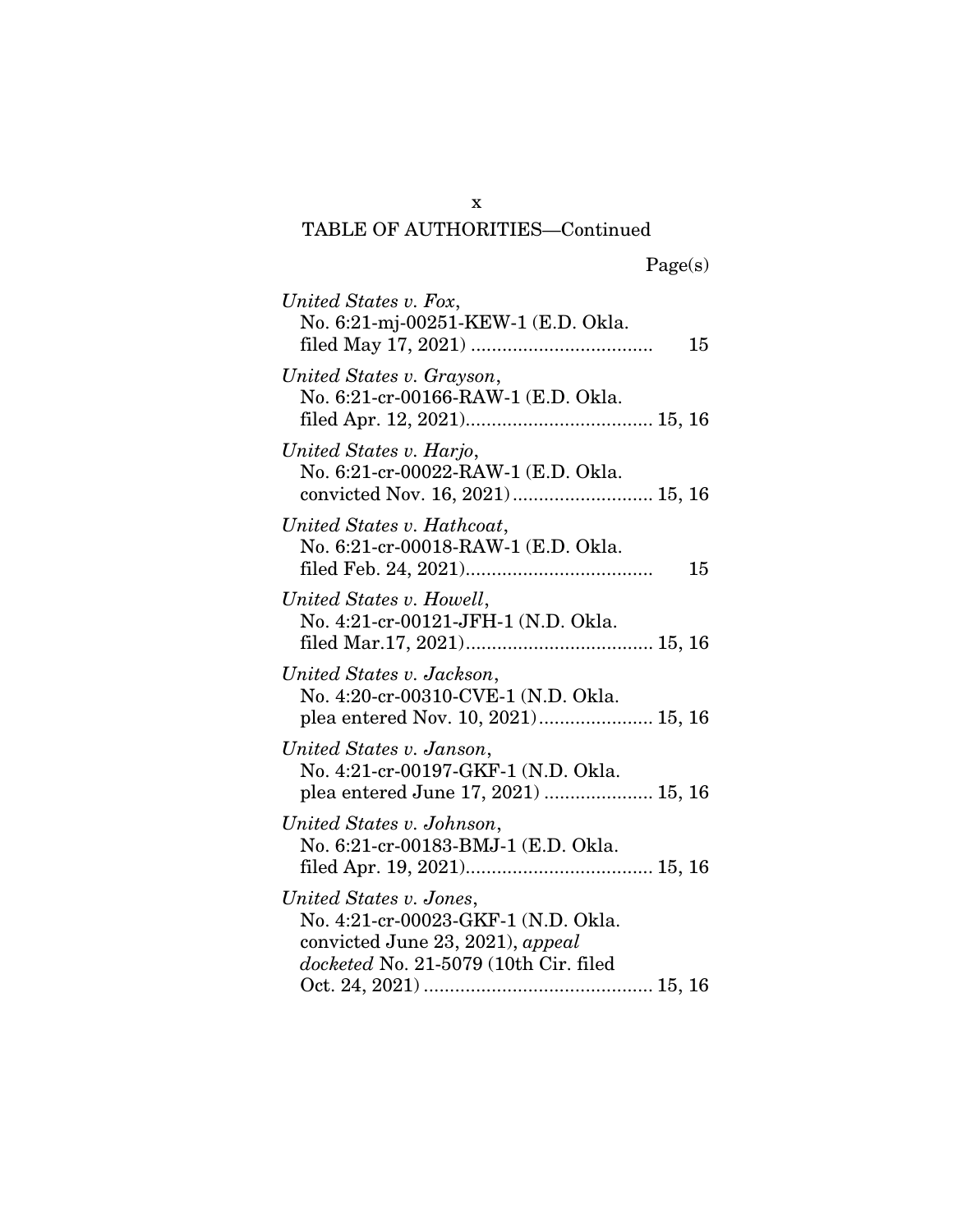TABLE OF AUTHORITIES—Continued

Page(s)

*United States v. Fox*,
No. 6:21-mj-00251-KEW-1 (E.D. Okla. filed May 17, 2021) .................................. 15

*United States v. Grayson*,
No. 6:21-cr-00166-RAW-1 (E.D. Okla. filed Apr. 12, 2021).................................... 15, 16

*United States v. Harjo*,
No. 6:21-cr-00022-RAW-1 (E.D. Okla. convicted Nov. 16, 2021) ........................... 15, 16

*United States v. Hathcoat*,
No. 6:21-cr-00018-RAW-1 (E.D. Okla. filed Feb. 24, 2021).................................... 15

*United States v. Howell*,
No. 4:21-cr-00121-JFH-1 (N.D. Okla. filed Mar.17, 2021).................................... 15, 16

*United States v. Jackson*,
No. 4:20-cr-00310-CVE-1 (N.D. Okla. plea entered Nov. 10, 2021)...................... 15, 16

*United States v. Janson*,
No. 4:21-cr-00197-GKF-1 (N.D. Okla. plea entered June 17, 2021) ..................... 15, 16

*United States v. Johnson*,
No. 6:21-cr-00183-BMJ-1 (E.D. Okla. filed Apr. 19, 2021).................................... 15, 16

*United States v. Jones*,
No. 4:21-cr-00023-GKF-1 (N.D. Okla. convicted June 23, 2021), *appeal docketed* No. 21-5079 (10th Cir. filed Oct. 24, 2021) ............................................ 15, 16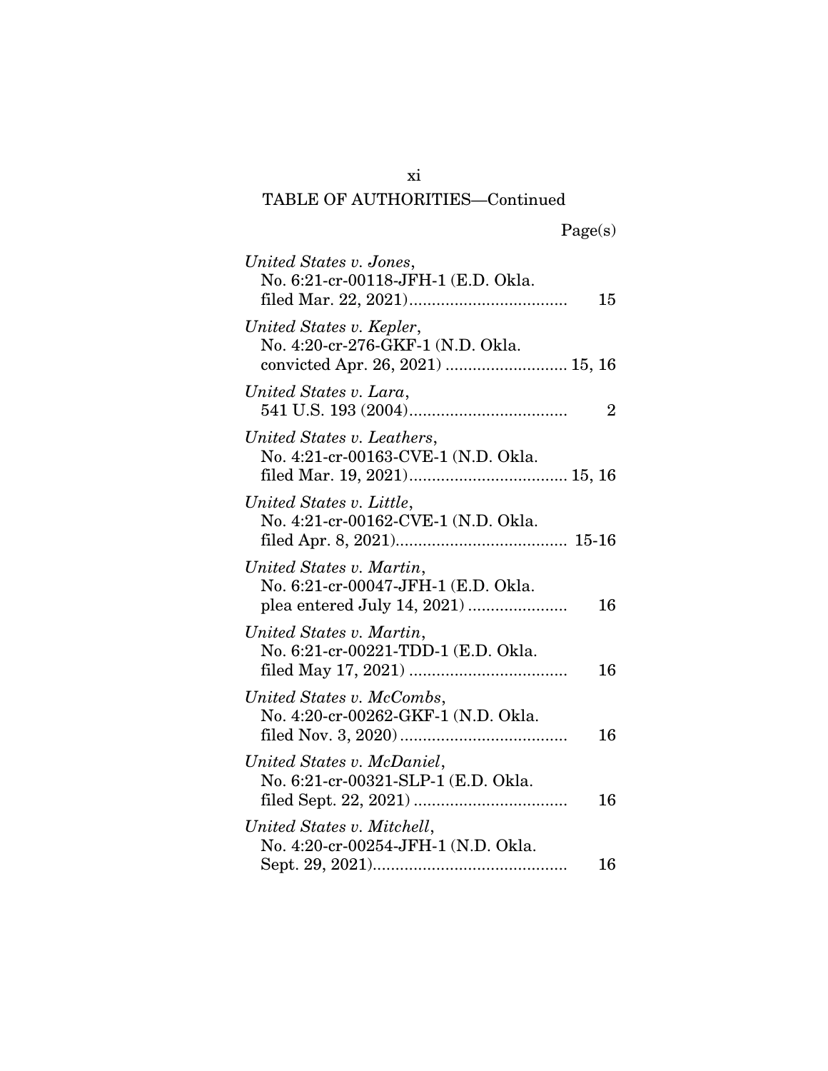TABLE OF AUTHORITIES—Continued

Page(s)

*United States v. Jones*, No. 6:21-cr-00118-JFH-1 (E.D. Okla. filed Mar. 22, 2021) .................................. 15

*United States v. Kepler*, No. 4:20-cr-276-GKF-1 (N.D. Okla. convicted Apr. 26, 2021) .......................... 15, 16

*United States v. Lara*, 541 U.S. 193 (2004) .................................. 2

*United States v. Leathers*, No. 4:21-cr-00163-CVE-1 (N.D. Okla. filed Mar. 19, 2021) .................................. 15, 16

*United States v. Little*, No. 4:21-cr-00162-CVE-1 (N.D. Okla. filed Apr. 8, 2021) ..................................... 15-16

*United States v. Martin*, No. 6:21-cr-00047-JFH-1 (E.D. Okla. plea entered July 14, 2021) ...................... 16

*United States v. Martin*, No. 6:21-cr-00221-TDD-1 (E.D. Okla. filed May 17, 2021) .................................. 16

*United States v. McCombs*, No. 4:20-cr-00262-GKF-1 (N.D. Okla. filed Nov. 3, 2020) .................................... 16

*United States v. McDaniel*, No. 6:21-cr-00321-SLP-1 (E.D. Okla. filed Sept. 22, 2021) ................................. 16

*United States v. Mitchell*, No. 4:20-cr-00254-JFH-1 (N.D. Okla. Sept. 29, 2021) .......................................... 16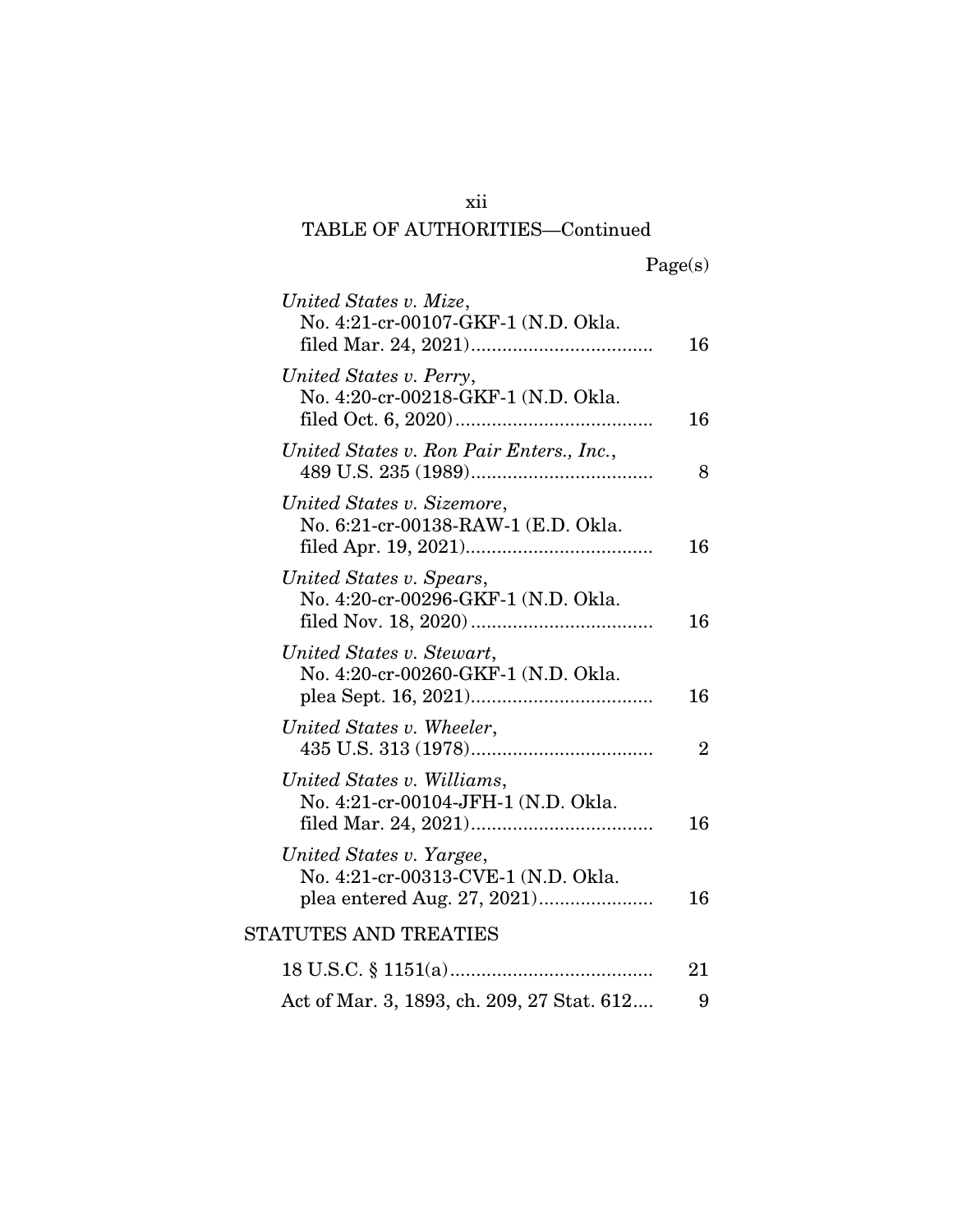TABLE OF AUTHORITIES—Continued

| | Page(s) |
|---|---|
| *United States v. Mize*, No. 4:21-cr-00107-GKF-1 (N.D. Okla. filed Mar. 24, 2021) | 16 |
| *United States v. Perry*, No. 4:20-cr-00218-GKF-1 (N.D. Okla. filed Oct. 6, 2020) | 16 |
| *United States v. Ron Pair Enters., Inc.*, 489 U.S. 235 (1989) | 8 |
| *United States v. Sizemore*, No. 6:21-cr-00138-RAW-1 (E.D. Okla. filed Apr. 19, 2021) | 16 |
| *United States v. Spears*, No. 4:20-cr-00296-GKF-1 (N.D. Okla. filed Nov. 18, 2020) | 16 |
| *United States v. Stewart*, No. 4:20-cr-00260-GKF-1 (N.D. Okla. plea Sept. 16, 2021) | 16 |
| *United States v. Wheeler*, 435 U.S. 313 (1978) | 2 |
| *United States v. Williams*, No. 4:21-cr-00104-JFH-1 (N.D. Okla. filed Mar. 24, 2021) | 16 |
| *United States v. Yargee*, No. 4:21-cr-00313-CVE-1 (N.D. Okla. plea entered Aug. 27, 2021) | 16 |

STATUTES AND TREATIES

| | |
|---|---|
| 18 U.S.C. § 1151(a) | 21 |
| Act of Mar. 3, 1893, ch. 209, 27 Stat. 612 | 9 |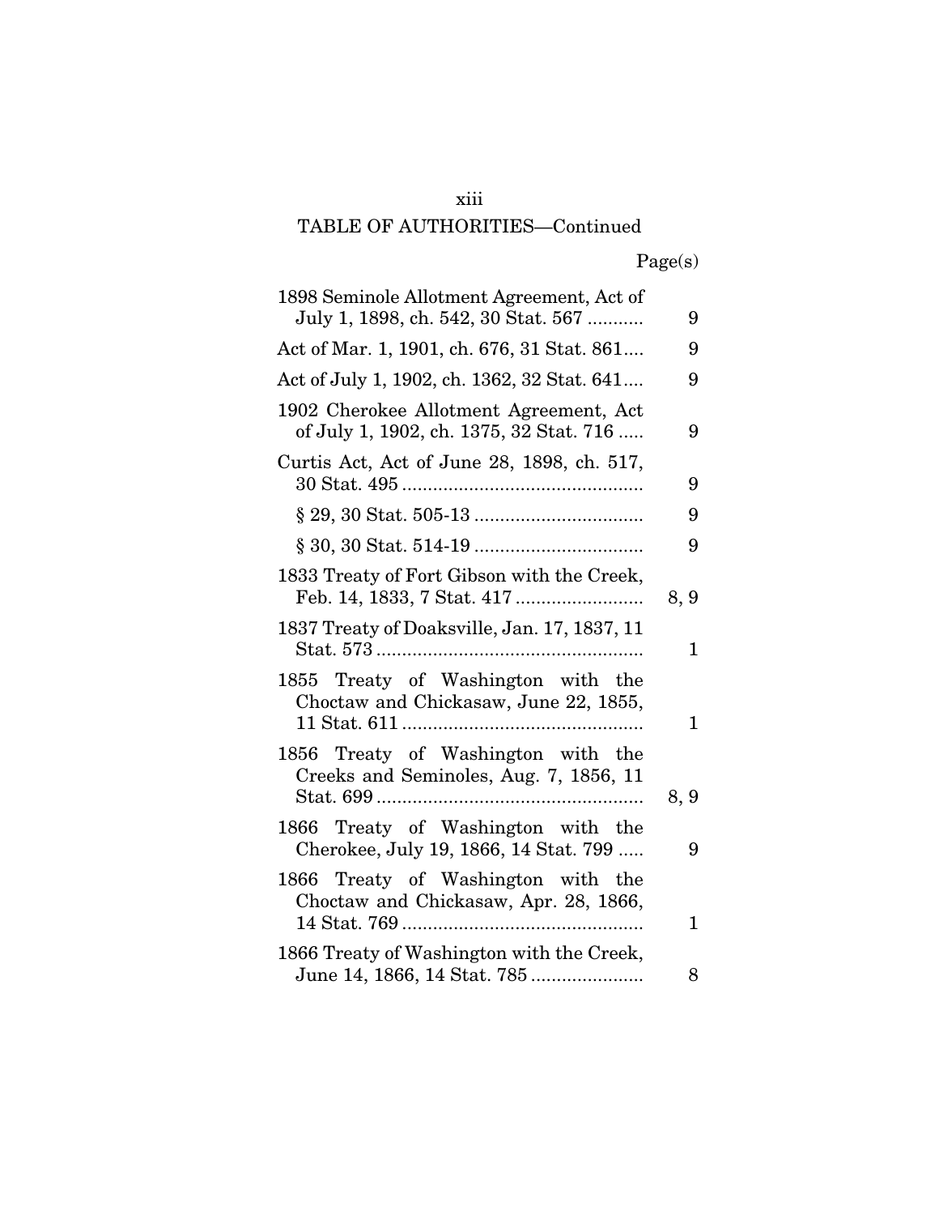TABLE OF AUTHORITIES—Continued

| | Page(s) |
|---|---|
| 1898 Seminole Allotment Agreement, Act of July 1, 1898, ch. 542, 30 Stat. 567 | 9 |
| Act of Mar. 1, 1901, ch. 676, 31 Stat. 861 | 9 |
| Act of July 1, 1902, ch. 1362, 32 Stat. 641 | 9 |
| 1902 Cherokee Allotment Agreement, Act of July 1, 1902, ch. 1375, 32 Stat. 716 | 9 |
| Curtis Act, Act of June 28, 1898, ch. 517, 30 Stat. 495 | 9 |
| § 29, 30 Stat. 505-13 | 9 |
| § 30, 30 Stat. 514-19 | 9 |
| 1833 Treaty of Fort Gibson with the Creek, Feb. 14, 1833, 7 Stat. 417 | 8, 9 |
| 1837 Treaty of Doaksville, Jan. 17, 1837, 11 Stat. 573 | 1 |
| 1855 Treaty of Washington with the Choctaw and Chickasaw, June 22, 1855, 11 Stat. 611 | 1 |
| 1856 Treaty of Washington with the Creeks and Seminoles, Aug. 7, 1856, 11 Stat. 699 | 8, 9 |
| 1866 Treaty of Washington with the Cherokee, July 19, 1866, 14 Stat. 799 | 9 |
| 1866 Treaty of Washington with the Choctaw and Chickasaw, Apr. 28, 1866, 14 Stat. 769 | 1 |
| 1866 Treaty of Washington with the Creek, June 14, 1866, 14 Stat. 785 | 8 |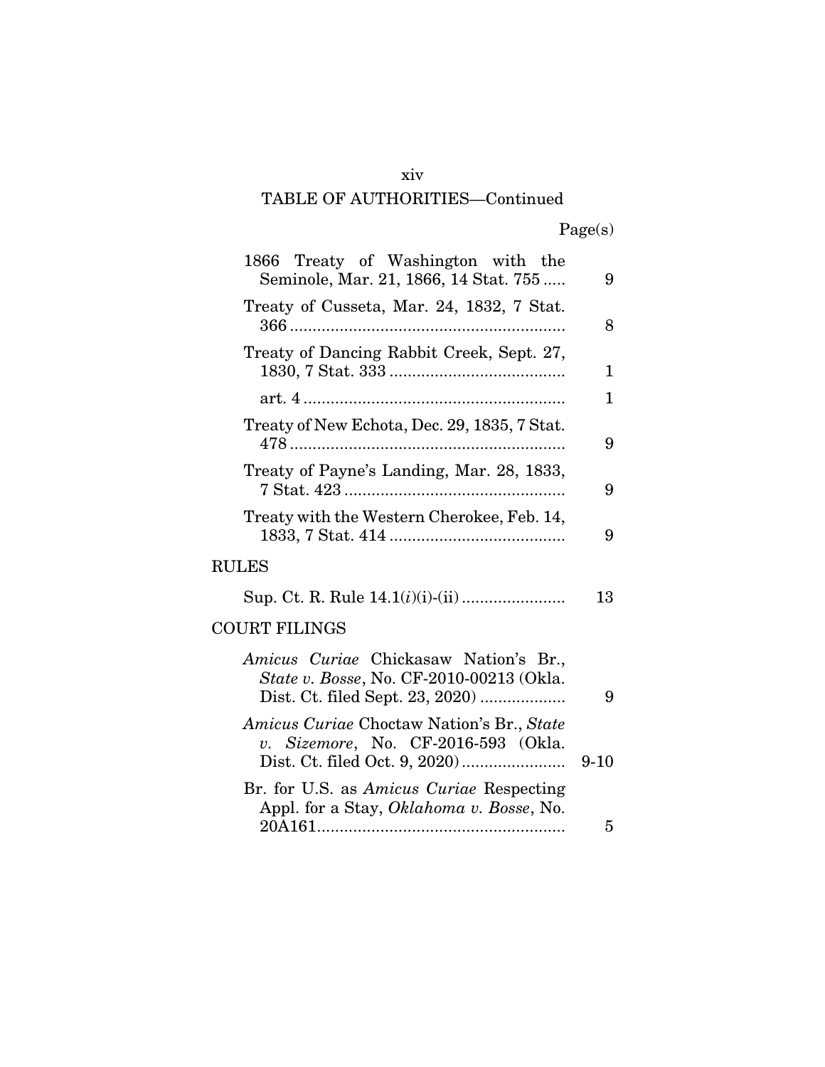TABLE OF AUTHORITIES—Continued

| | Page(s) |
|---|---|
| 1866 Treaty of Washington with the Seminole, Mar. 21, 1866, 14 Stat. 755 | 9 |
| Treaty of Cusseta, Mar. 24, 1832, 7 Stat. 366 | 8 |
| Treaty of Dancing Rabbit Creek, Sept. 27, 1830, 7 Stat. 333 | 1 |
| art. 4 | 1 |
| Treaty of New Echota, Dec. 29, 1835, 7 Stat. 478 | 9 |
| Treaty of Payne's Landing, Mar. 28, 1833, 7 Stat. 423 | 9 |
| Treaty with the Western Cherokee, Feb. 14, 1833, 7 Stat. 414 | 9 |

RULES

| | |
|---|---|
| Sup. Ct. R. Rule 14.1(*i*)(i)-(ii) | 13 |

COURT FILINGS

| | |
|---|---|
| *Amicus Curiae* Chickasaw Nation's Br., *State v. Bosse*, No. CF-2010-00213 (Okla. Dist. Ct. filed Sept. 23, 2020) | 9 |
| *Amicus Curiae* Choctaw Nation's Br., *State v. Sizemore*, No. CF-2016-593 (Okla. Dist. Ct. filed Oct. 9, 2020) | 9-10 |
| Br. for U.S. as *Amicus Curiae* Respecting Appl. for a Stay, *Oklahoma v. Bosse*, No. 20A161 | 5 |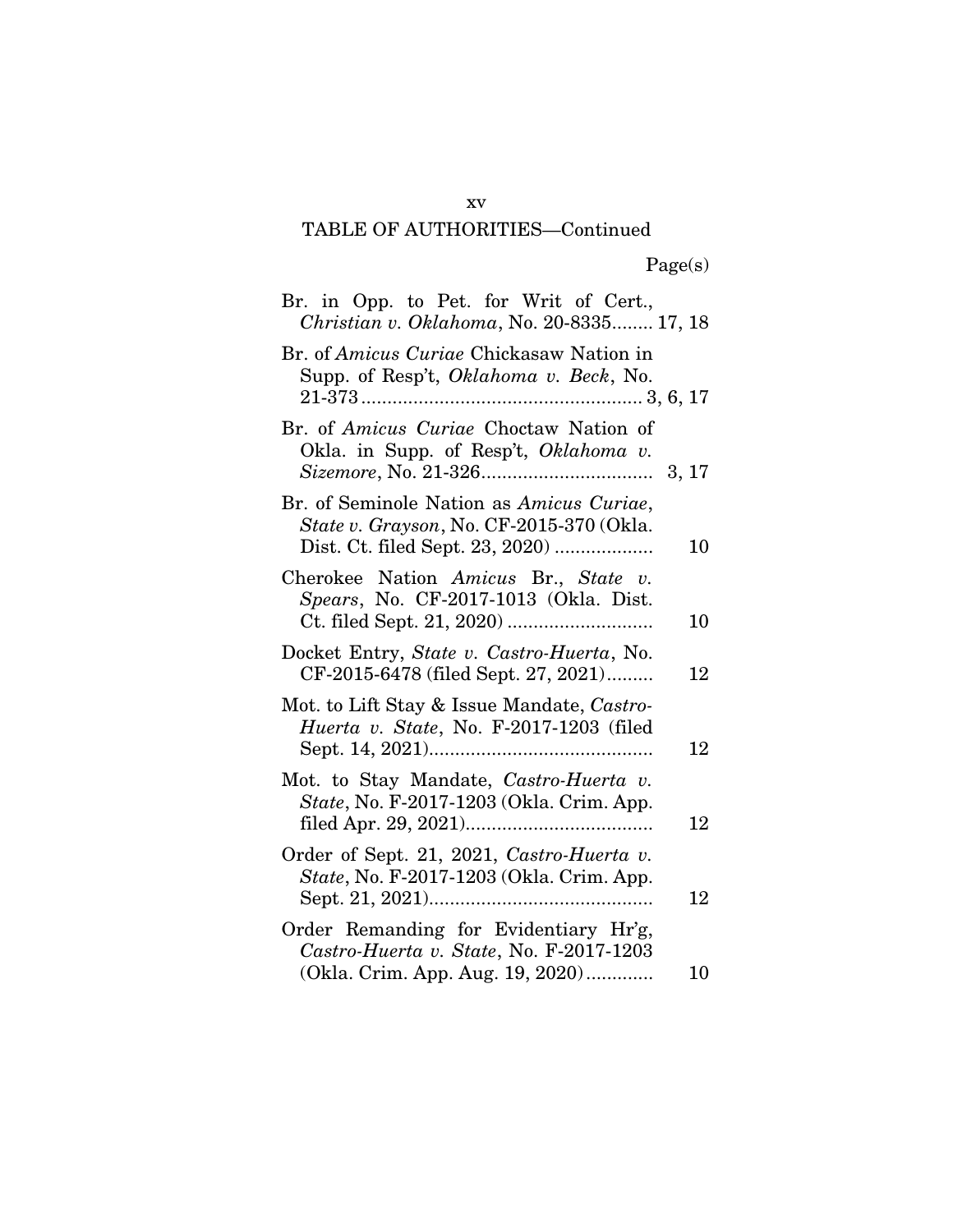TABLE OF AUTHORITIES—Continued

Page(s)

Br. in Opp. to Pet. for Writ of Cert., *Christian v. Oklahoma*, No. 20-8335........ 17, 18

Br. of *Amicus Curiae* Chickasaw Nation in Supp. of Resp't, *Oklahoma v. Beck*, No. 21-373...................................................... 3, 6, 17

Br. of *Amicus Curiae* Choctaw Nation of Okla. in Supp. of Resp't, *Oklahoma v. Sizemore*, No. 21-326................................. 3, 17

Br. of Seminole Nation as *Amicus Curiae*, *State v. Grayson*, No. CF-2015-370 (Okla. Dist. Ct. filed Sept. 23, 2020) ................... 10

Cherokee Nation *Amicus* Br., *State v. Spears*, No. CF-2017-1013 (Okla. Dist. Ct. filed Sept. 21, 2020) ............................ 10

Docket Entry, *State v. Castro-Huerta*, No. CF-2015-6478 (filed Sept. 27, 2021)......... 12

Mot. to Lift Stay & Issue Mandate, *Castro-Huerta v. State*, No. F-2017-1203 (filed Sept. 14, 2021)........................................... 12

Mot. to Stay Mandate, *Castro-Huerta v. State*, No. F-2017-1203 (Okla. Crim. App. filed Apr. 29, 2021).................................... 12

Order of Sept. 21, 2021, *Castro-Huerta v. State*, No. F-2017-1203 (Okla. Crim. App. Sept. 21, 2021)........................................... 12

Order Remanding for Evidentiary Hr'g, *Castro-Huerta v. State*, No. F-2017-1203 (Okla. Crim. App. Aug. 19, 2020)............. 10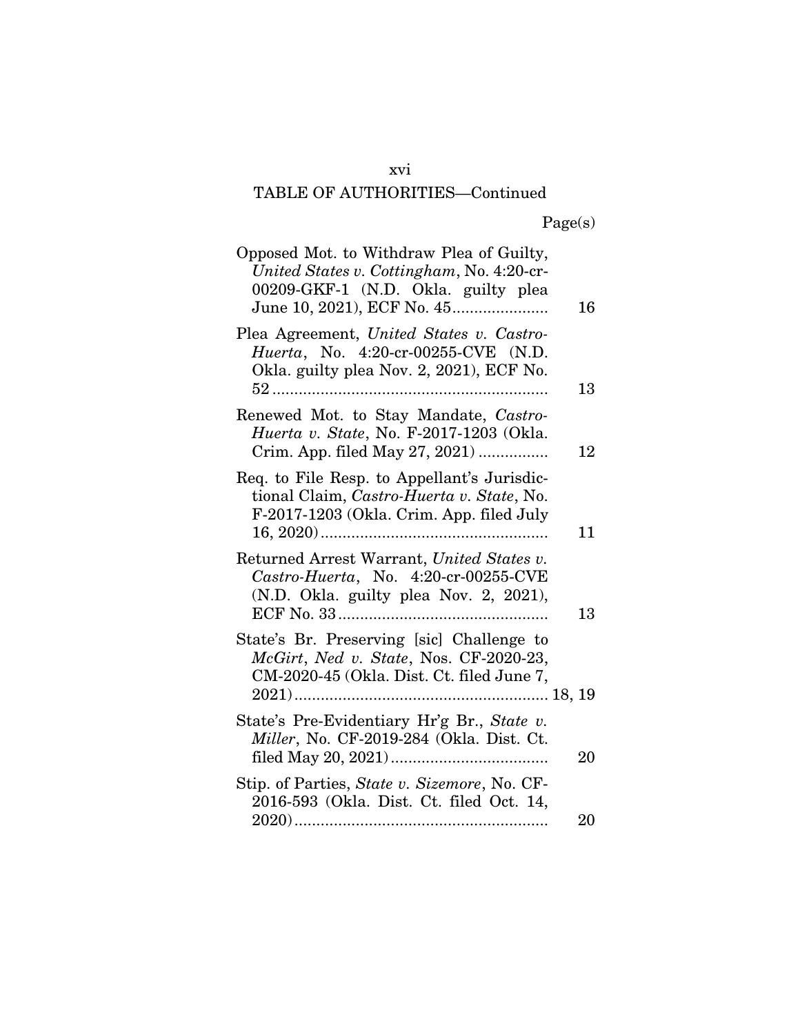TABLE OF AUTHORITIES—Continued

| | Page(s) |
|---|---|
| Opposed Mot. to Withdraw Plea of Guilty, *United States v. Cottingham*, No. 4:20-cr-00209-GKF-1 (N.D. Okla. guilty plea June 10, 2021), ECF No. 45 | 16 |
| Plea Agreement, *United States v. Castro-Huerta*, No. 4:20-cr-00255-CVE (N.D. Okla. guilty plea Nov. 2, 2021), ECF No. 52 | 13 |
| Renewed Mot. to Stay Mandate, *Castro-Huerta v. State*, No. F-2017-1203 (Okla. Crim. App. filed May 27, 2021) | 12 |
| Req. to File Resp. to Appellant's Jurisdictional Claim, *Castro-Huerta v. State*, No. F-2017-1203 (Okla. Crim. App. filed July 16, 2020) | 11 |
| Returned Arrest Warrant, *United States v. Castro-Huerta*, No. 4:20-cr-00255-CVE (N.D. Okla. guilty plea Nov. 2, 2021), ECF No. 33 | 13 |
| State's Br. Preserving [sic] Challenge to *McGirt*, *Ned v. State*, Nos. CF-2020-23, CM-2020-45 (Okla. Dist. Ct. filed June 7, 2021) | 18, 19 |
| State's Pre-Evidentiary Hr'g Br., *State v. Miller*, No. CF-2019-284 (Okla. Dist. Ct. filed May 20, 2021) | 20 |
| Stip. of Parties, *State v. Sizemore*, No. CF-2016-593 (Okla. Dist. Ct. filed Oct. 14, 2020) | 20 |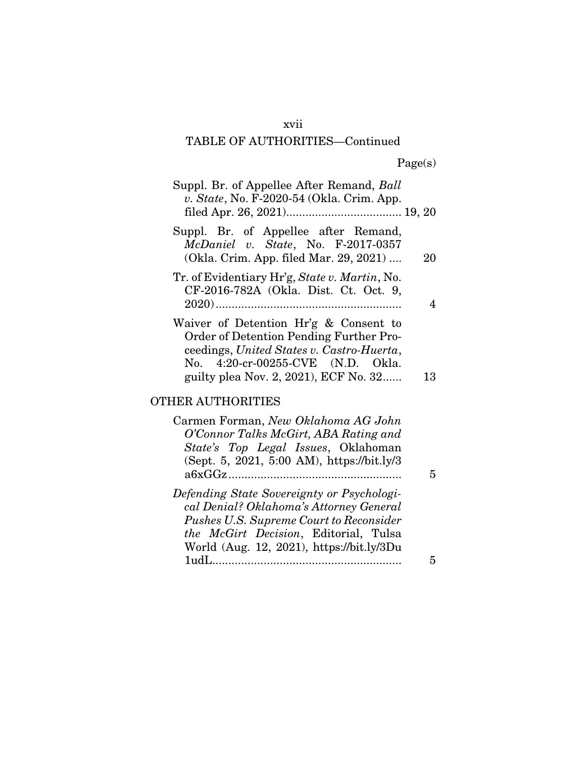TABLE OF AUTHORITIES—Continued

Page(s)

Suppl. Br. of Appellee After Remand, *Ball v. State*, No. F-2020-54 (Okla. Crim. App. filed Apr. 26, 2021)....................................... 19, 20

Suppl. Br. of Appellee after Remand, *McDaniel v. State*, No. F-2017-0357 (Okla. Crim. App. filed Mar. 29, 2021) .... 20

Tr. of Evidentiary Hr'g, *State v. Martin*, No. CF-2016-782A (Okla. Dist. Ct. Oct. 9, 2020)........................................................... 4

Waiver of Detention Hr'g & Consent to Order of Detention Pending Further Proceedings, *United States v. Castro-Huerta*, No. 4:20-cr-00255-CVE (N.D. Okla. guilty plea Nov. 2, 2021), ECF No. 32...... 13

OTHER AUTHORITIES

Carmen Forman, *New Oklahoma AG John O'Connor Talks McGirt, ABA Rating and State's Top Legal Issues*, Oklahoman (Sept. 5, 2021, 5:00 AM), https://bit.ly/3a6xGGz....................................................... 5

*Defending State Sovereignty or Psychological Denial? Oklahoma's Attorney General Pushes U.S. Supreme Court to Reconsider the McGirt Decision*, Editorial, Tulsa World (Aug. 12, 2021), https://bit.ly/3Du1udL........................................................... 5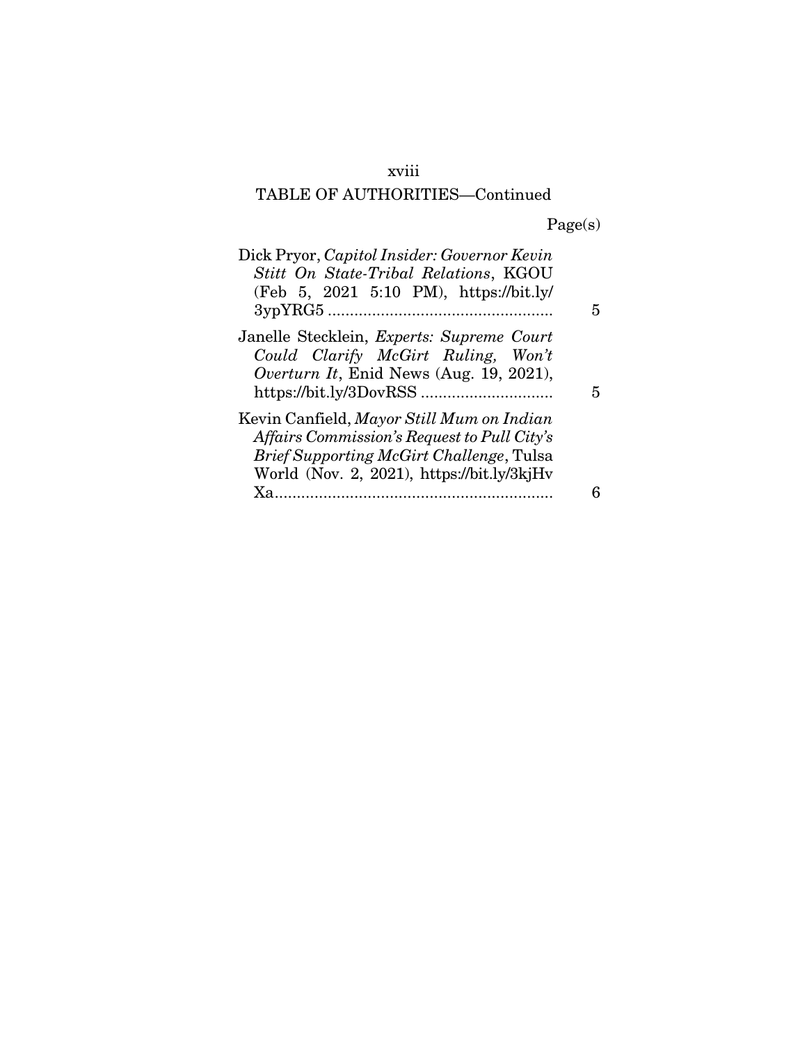## TABLE OF AUTHORITIES—Continued

Page(s)

Dick Pryor, *Capitol Insider: Governor Kevin Stitt On State-Tribal Relations*, KGOU (Feb 5, 2021 5:10 PM), https://bit.ly/3ypYRG5 .................................................. 5

Janelle Stecklein, *Experts: Supreme Court Could Clarify McGirt Ruling, Won't Overturn It*, Enid News (Aug. 19, 2021), https://bit.ly/3DovRSS ............................. 5

Kevin Canfield, *Mayor Still Mum on Indian Affairs Commission's Request to Pull City's Brief Supporting McGirt Challenge*, Tulsa World (Nov. 2, 2021), https://bit.ly/3kjHvXa.............................................................. 6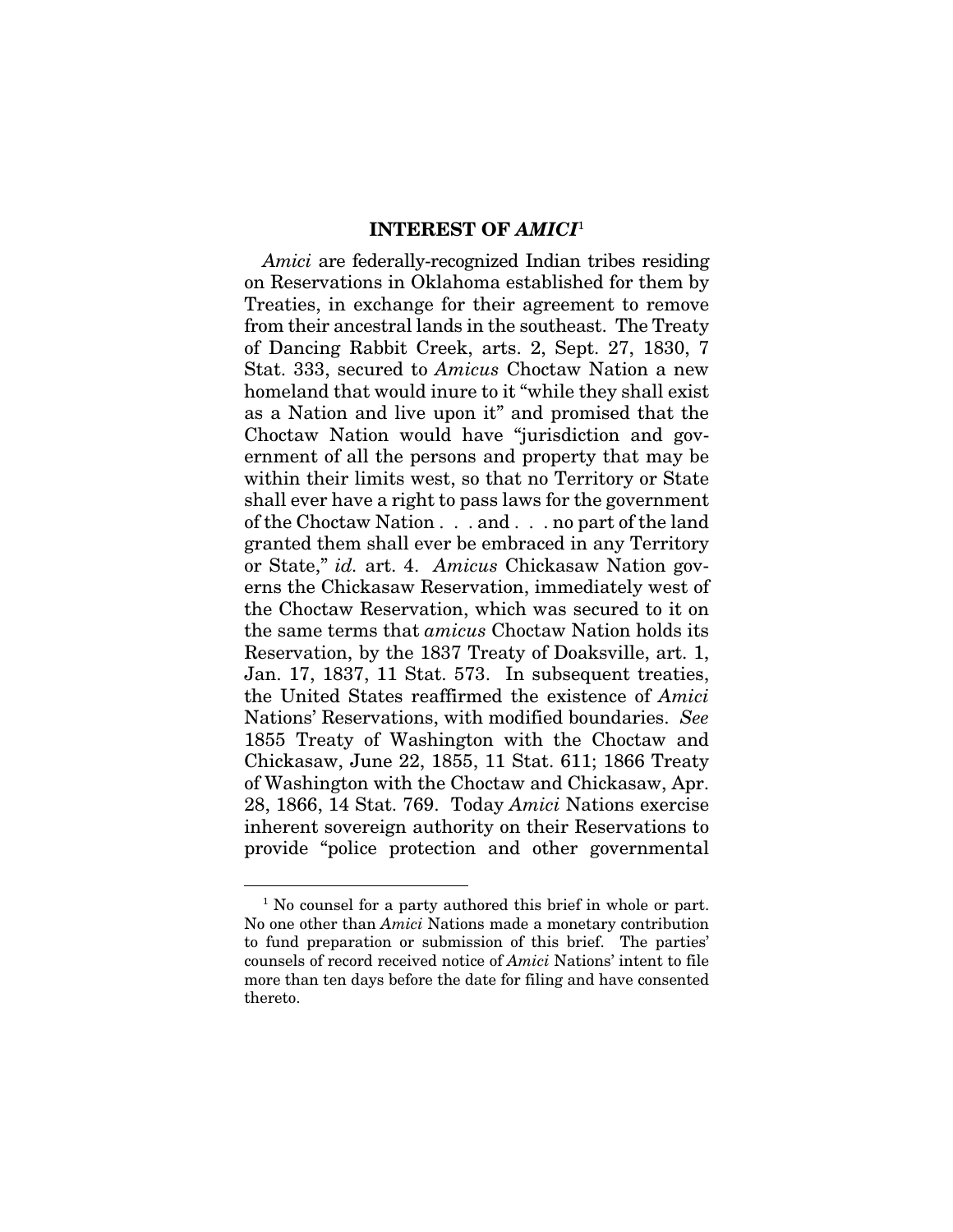## INTEREST OF *AMICI*[1]

*Amici* are federally-recognized Indian tribes residing on Reservations in Oklahoma established for them by Treaties, in exchange for their agreement to remove from their ancestral lands in the southeast. The Treaty of Dancing Rabbit Creek, arts. 2, Sept. 27, 1830, 7 Stat. 333, secured to *Amicus* Choctaw Nation a new homeland that would inure to it "while they shall exist as a Nation and live upon it" and promised that the Choctaw Nation would have "jurisdiction and government of all the persons and property that may be within their limits west, so that no Territory or State shall ever have a right to pass laws for the government of the Choctaw Nation . . . and . . . no part of the land granted them shall ever be embraced in any Territory or State," *id.* art. 4. *Amicus* Chickasaw Nation governs the Chickasaw Reservation, immediately west of the Choctaw Reservation, which was secured to it on the same terms that *amicus* Choctaw Nation holds its Reservation, by the 1837 Treaty of Doaksville, art. 1, Jan. 17, 1837, 11 Stat. 573. In subsequent treaties, the United States reaffirmed the existence of *Amici* Nations' Reservations, with modified boundaries. *See* 1855 Treaty of Washington with the Choctaw and Chickasaw, June 22, 1855, 11 Stat. 611; 1866 Treaty of Washington with the Choctaw and Chickasaw, Apr. 28, 1866, 14 Stat. 769. Today *Amici* Nations exercise inherent sovereign authority on their Reservations to provide "police protection and other governmental

---

[1] No counsel for a party authored this brief in whole or part. No one other than *Amici* Nations made a monetary contribution to fund preparation or submission of this brief. The parties' counsels of record received notice of *Amici* Nations' intent to file more than ten days before the date for filing and have consented thereto.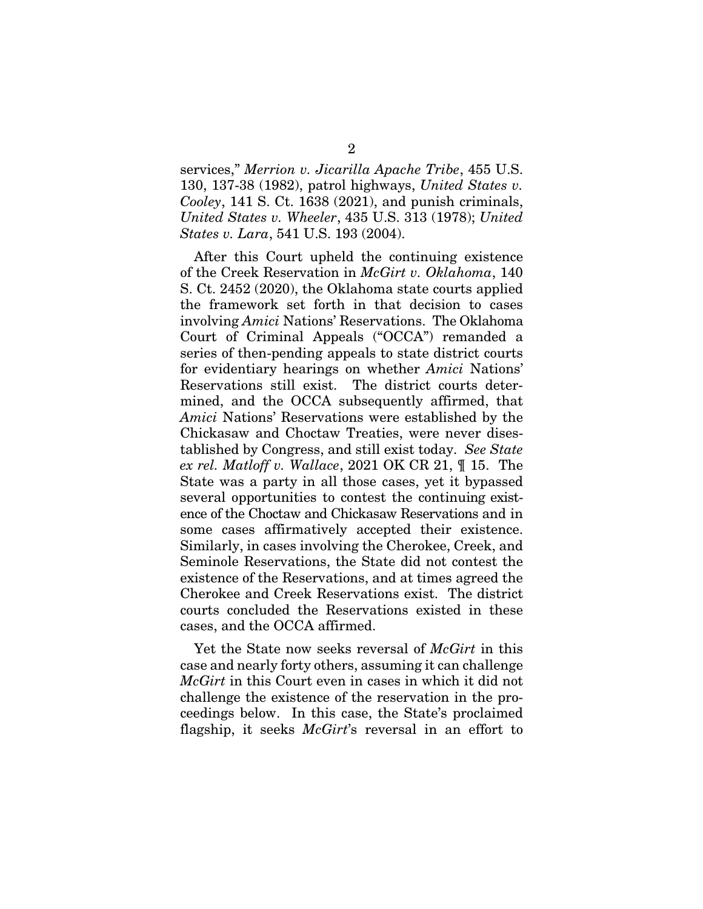services," *Merrion v. Jicarilla Apache Tribe*, 455 U.S. 130, 137-38 (1982), patrol highways, *United States v. Cooley*, 141 S. Ct. 1638 (2021), and punish criminals, *United States v. Wheeler*, 435 U.S. 313 (1978); *United States v. Lara*, 541 U.S. 193 (2004).

After this Court upheld the continuing existence of the Creek Reservation in *McGirt v. Oklahoma*, 140 S. Ct. 2452 (2020), the Oklahoma state courts applied the framework set forth in that decision to cases involving *Amici* Nations' Reservations. The Oklahoma Court of Criminal Appeals ("OCCA") remanded a series of then-pending appeals to state district courts for evidentiary hearings on whether *Amici* Nations' Reservations still exist. The district courts determined, and the OCCA subsequently affirmed, that *Amici* Nations' Reservations were established by the Chickasaw and Choctaw Treaties, were never disestablished by Congress, and still exist today. *See State ex rel. Matloff v. Wallace*, 2021 OK CR 21, ¶ 15. The State was a party in all those cases, yet it bypassed several opportunities to contest the continuing existence of the Choctaw and Chickasaw Reservations and in some cases affirmatively accepted their existence. Similarly, in cases involving the Cherokee, Creek, and Seminole Reservations, the State did not contest the existence of the Reservations, and at times agreed the Cherokee and Creek Reservations exist. The district courts concluded the Reservations existed in these cases, and the OCCA affirmed.

Yet the State now seeks reversal of *McGirt* in this case and nearly forty others, assuming it can challenge *McGirt* in this Court even in cases in which it did not challenge the existence of the reservation in the proceedings below. In this case, the State's proclaimed flagship, it seeks *McGirt*'s reversal in an effort to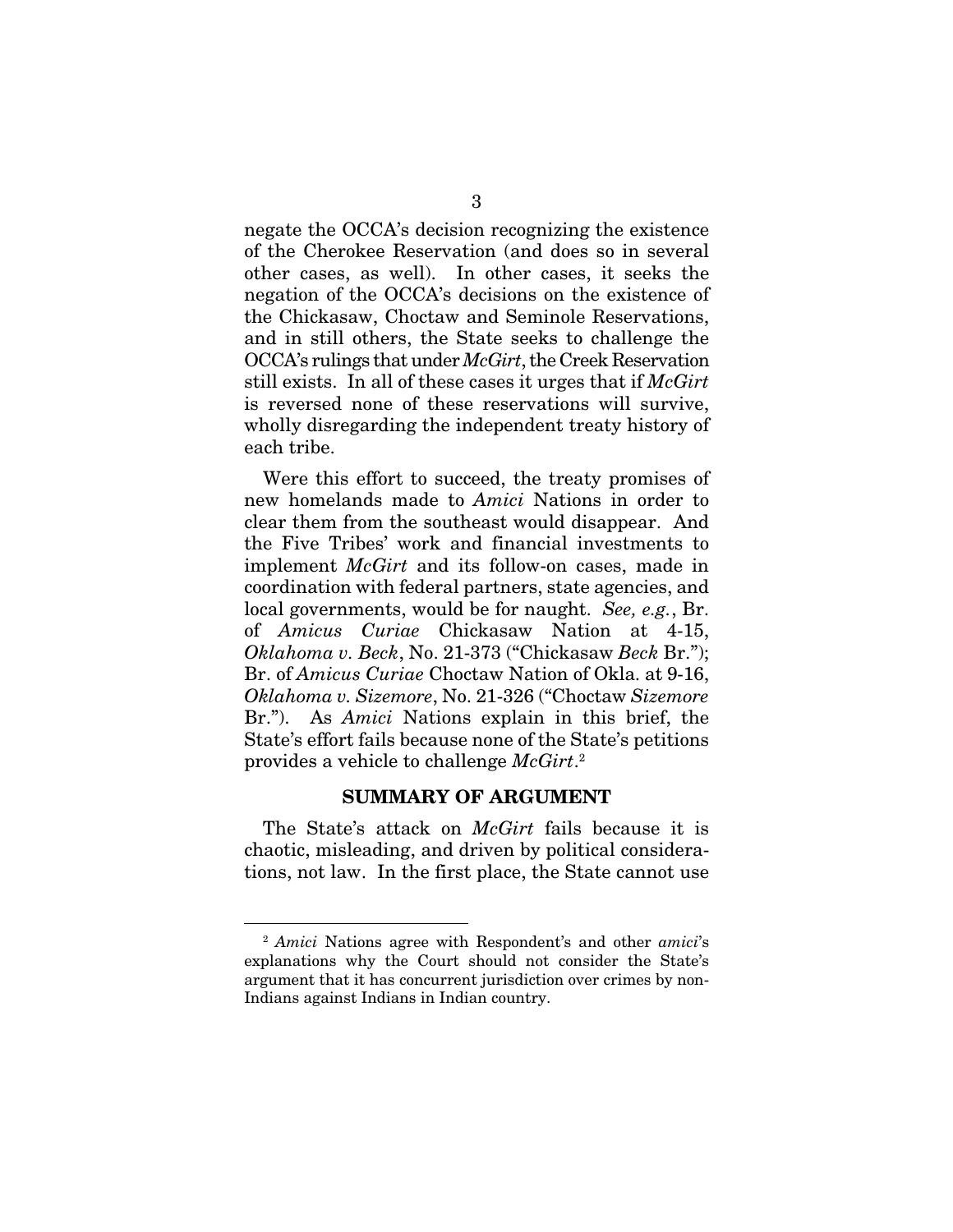negate the OCCA's decision recognizing the existence of the Cherokee Reservation (and does so in several other cases, as well). In other cases, it seeks the negation of the OCCA's decisions on the existence of the Chickasaw, Choctaw and Seminole Reservations, and in still others, the State seeks to challenge the OCCA's rulings that under *McGirt*, the Creek Reservation still exists. In all of these cases it urges that if *McGirt* is reversed none of these reservations will survive, wholly disregarding the independent treaty history of each tribe.

Were this effort to succeed, the treaty promises of new homelands made to *Amici* Nations in order to clear them from the southeast would disappear. And the Five Tribes' work and financial investments to implement *McGirt* and its follow-on cases, made in coordination with federal partners, state agencies, and local governments, would be for naught. *See, e.g.*, Br. of *Amicus Curiae* Chickasaw Nation at 4-15, *Oklahoma v. Beck*, No. 21-373 ("Chickasaw *Beck* Br."); Br. of *Amicus Curiae* Choctaw Nation of Okla. at 9-16, *Oklahoma v. Sizemore*, No. 21-326 ("Choctaw *Sizemore* Br."). As *Amici* Nations explain in this brief, the State's effort fails because none of the State's petitions provides a vehicle to challenge *McGirt*.[2]

## SUMMARY OF ARGUMENT

The State's attack on *McGirt* fails because it is chaotic, misleading, and driven by political considerations, not law. In the first place, the State cannot use

[2] *Amici* Nations agree with Respondent's and other *amici*'s explanations why the Court should not consider the State's argument that it has concurrent jurisdiction over crimes by non-Indians against Indians in Indian country.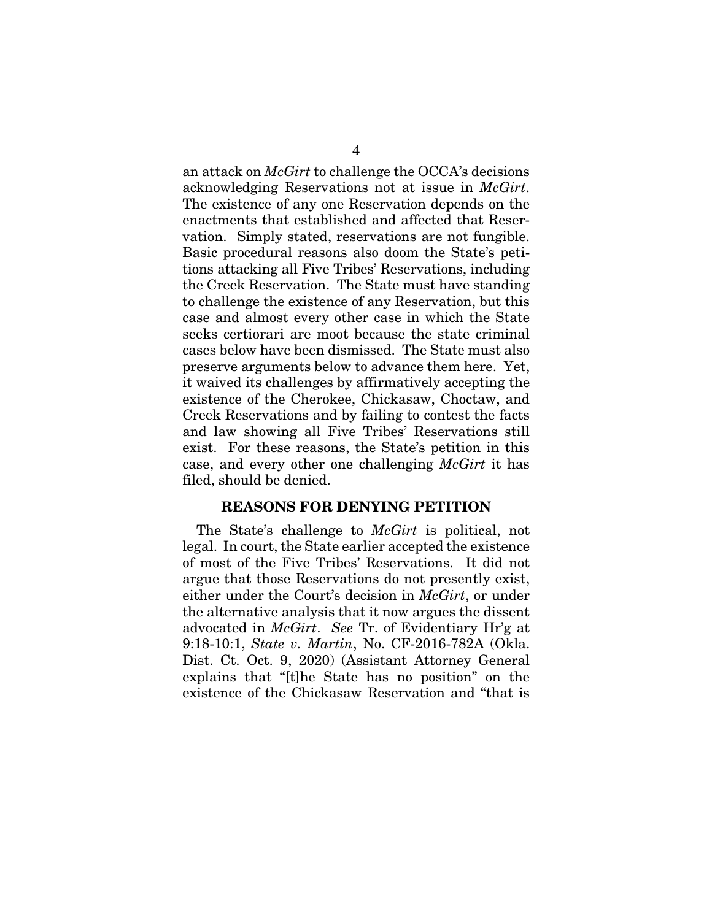an attack on *McGirt* to challenge the OCCA's decisions acknowledging Reservations not at issue in *McGirt*. The existence of any one Reservation depends on the enactments that established and affected that Reservation. Simply stated, reservations are not fungible. Basic procedural reasons also doom the State's petitions attacking all Five Tribes' Reservations, including the Creek Reservation. The State must have standing to challenge the existence of any Reservation, but this case and almost every other case in which the State seeks certiorari are moot because the state criminal cases below have been dismissed. The State must also preserve arguments below to advance them here. Yet, it waived its challenges by affirmatively accepting the existence of the Cherokee, Chickasaw, Choctaw, and Creek Reservations and by failing to contest the facts and law showing all Five Tribes' Reservations still exist. For these reasons, the State's petition in this case, and every other one challenging *McGirt* it has filed, should be denied.

## REASONS FOR DENYING PETITION

The State's challenge to *McGirt* is political, not legal. In court, the State earlier accepted the existence of most of the Five Tribes' Reservations. It did not argue that those Reservations do not presently exist, either under the Court's decision in *McGirt*, or under the alternative analysis that it now argues the dissent advocated in *McGirt*. *See* Tr. of Evidentiary Hr'g at 9:18-10:1, *State v. Martin*, No. CF-2016-782A (Okla. Dist. Ct. Oct. 9, 2020) (Assistant Attorney General explains that "[t]he State has no position" on the existence of the Chickasaw Reservation and "that is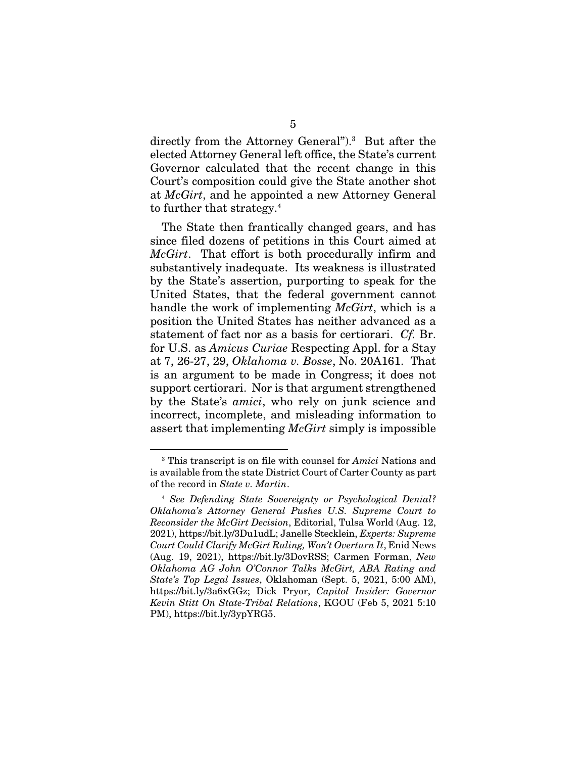directly from the Attorney General").[3] But after the elected Attorney General left office, the State's current Governor calculated that the recent change in this Court's composition could give the State another shot at *McGirt*, and he appointed a new Attorney General to further that strategy.[4]

The State then frantically changed gears, and has since filed dozens of petitions in this Court aimed at *McGirt*. That effort is both procedurally infirm and substantively inadequate. Its weakness is illustrated by the State's assertion, purporting to speak for the United States, that the federal government cannot handle the work of implementing *McGirt*, which is a position the United States has neither advanced as a statement of fact nor as a basis for certiorari. *Cf.* Br. for U.S. as *Amicus Curiae* Respecting Appl. for a Stay at 7, 26-27, 29, *Oklahoma v. Bosse*, No. 20A161. That is an argument to be made in Congress; it does not support certiorari. Nor is that argument strengthened by the State's *amici*, who rely on junk science and incorrect, incomplete, and misleading information to assert that implementing *McGirt* simply is impossible

---

[3] This transcript is on file with counsel for *Amici* Nations and is available from the state District Court of Carter County as part of the record in *State v. Martin*.

[4] *See Defending State Sovereignty or Psychological Denial? Oklahoma's Attorney General Pushes U.S. Supreme Court to Reconsider the McGirt Decision*, Editorial, Tulsa World (Aug. 12, 2021), https://bit.ly/3Du1udL; Janelle Stecklein, *Experts: Supreme Court Could Clarify McGirt Ruling, Won't Overturn It*, Enid News (Aug. 19, 2021), https://bit.ly/3DovRSS; Carmen Forman, *New Oklahoma AG John O'Connor Talks McGirt, ABA Rating and State's Top Legal Issues*, Oklahoman (Sept. 5, 2021, 5:00 AM), https://bit.ly/3a6xGGz; Dick Pryor, *Capitol Insider: Governor Kevin Stitt On State-Tribal Relations*, KGOU (Feb 5, 2021 5:10 PM), https://bit.ly/3ypYRG5.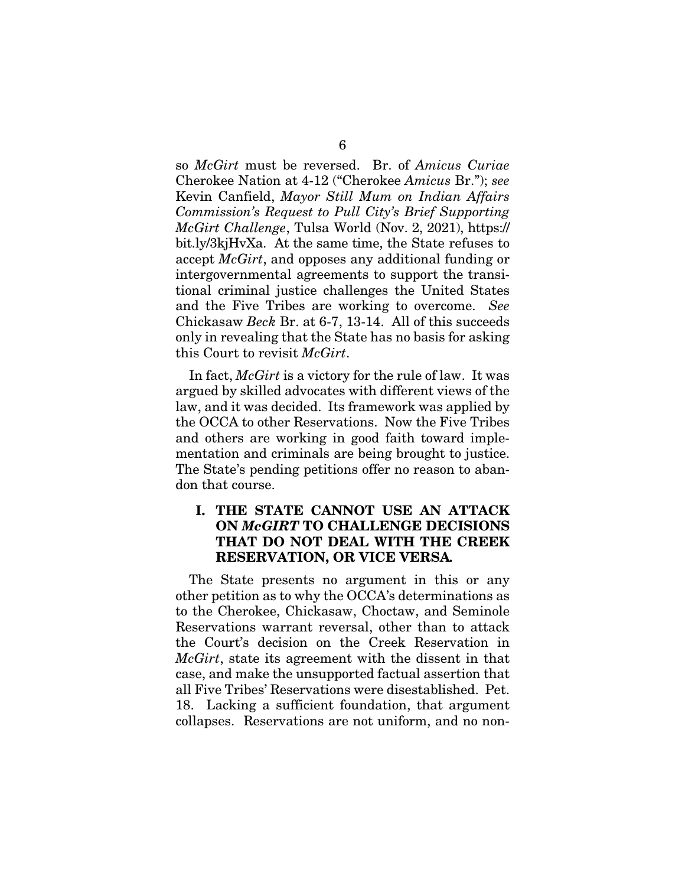so *McGirt* must be reversed. Br. of *Amicus Curiae* Cherokee Nation at 4-12 ("Cherokee *Amicus* Br."); *see* Kevin Canfield, *Mayor Still Mum on Indian Affairs Commission's Request to Pull City's Brief Supporting McGirt Challenge*, Tulsa World (Nov. 2, 2021), https://bit.ly/3kjHvXa. At the same time, the State refuses to accept *McGirt*, and opposes any additional funding or intergovernmental agreements to support the transitional criminal justice challenges the United States and the Five Tribes are working to overcome. *See* Chickasaw *Beck* Br. at 6-7, 13-14. All of this succeeds only in revealing that the State has no basis for asking this Court to revisit *McGirt*.

In fact, *McGirt* is a victory for the rule of law. It was argued by skilled advocates with different views of the law, and it was decided. Its framework was applied by the OCCA to other Reservations. Now the Five Tribes and others are working in good faith toward implementation and criminals are being brought to justice. The State's pending petitions offer no reason to abandon that course.

## I. THE STATE CANNOT USE AN ATTACK ON *McGIRT* TO CHALLENGE DECISIONS THAT DO NOT DEAL WITH THE CREEK RESERVATION, OR VICE VERSA.

The State presents no argument in this or any other petition as to why the OCCA's determinations as to the Cherokee, Chickasaw, Choctaw, and Seminole Reservations warrant reversal, other than to attack the Court's decision on the Creek Reservation in *McGirt*, state its agreement with the dissent in that case, and make the unsupported factual assertion that all Five Tribes' Reservations were disestablished. Pet. 18. Lacking a sufficient foundation, that argument collapses. Reservations are not uniform, and no non-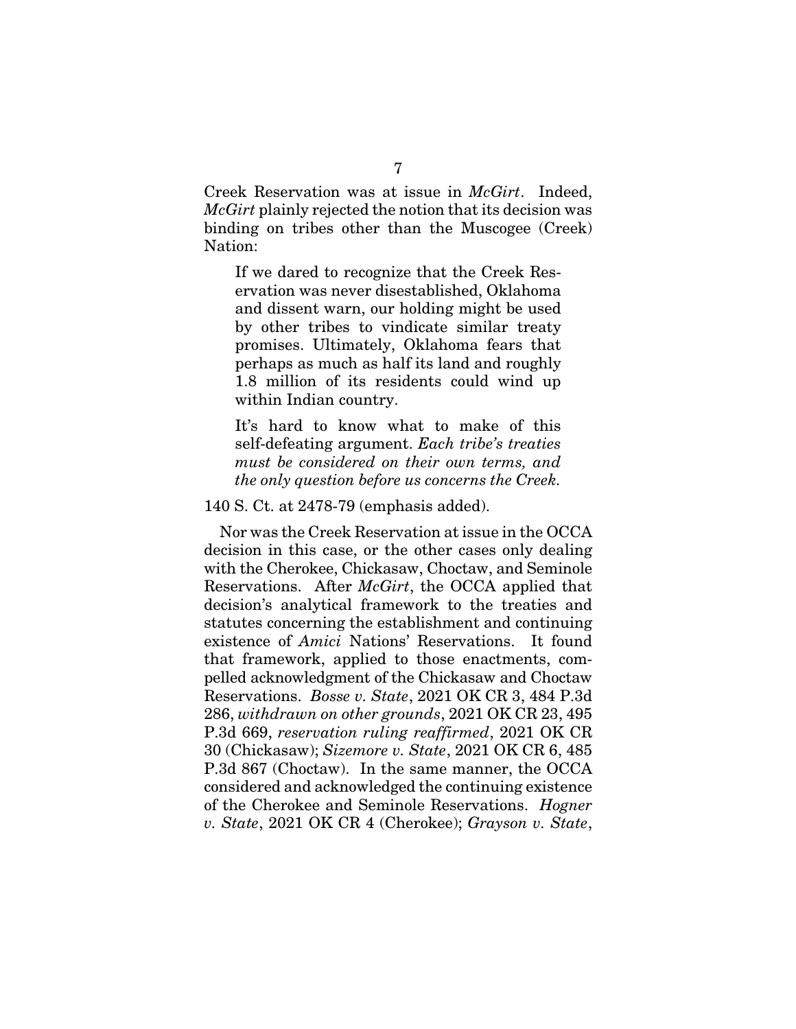Creek Reservation was at issue in *McGirt*. Indeed, *McGirt* plainly rejected the notion that its decision was binding on tribes other than the Muscogee (Creek) Nation:

> If we dared to recognize that the Creek Reservation was never disestablished, Oklahoma and dissent warn, our holding might be used by other tribes to vindicate similar treaty promises. Ultimately, Oklahoma fears that perhaps as much as half its land and roughly 1.8 million of its residents could wind up within Indian country.
>
> It's hard to know what to make of this self-defeating argument. *Each tribe's treaties must be considered on their own terms, and the only question before us concerns the Creek.*

140 S. Ct. at 2478-79 (emphasis added).

Nor was the Creek Reservation at issue in the OCCA decision in this case, or the other cases only dealing with the Cherokee, Chickasaw, Choctaw, and Seminole Reservations. After *McGirt*, the OCCA applied that decision's analytical framework to the treaties and statutes concerning the establishment and continuing existence of *Amici* Nations' Reservations. It found that framework, applied to those enactments, compelled acknowledgment of the Chickasaw and Choctaw Reservations. *Bosse v. State*, 2021 OK CR 3, 484 P.3d 286, *withdrawn on other grounds*, 2021 OK CR 23, 495 P.3d 669, *reservation ruling reaffirmed*, 2021 OK CR 30 (Chickasaw); *Sizemore v. State*, 2021 OK CR 6, 485 P.3d 867 (Choctaw). In the same manner, the OCCA considered and acknowledged the continuing existence of the Cherokee and Seminole Reservations. *Hogner v. State*, 2021 OK CR 4 (Cherokee); *Grayson v. State*,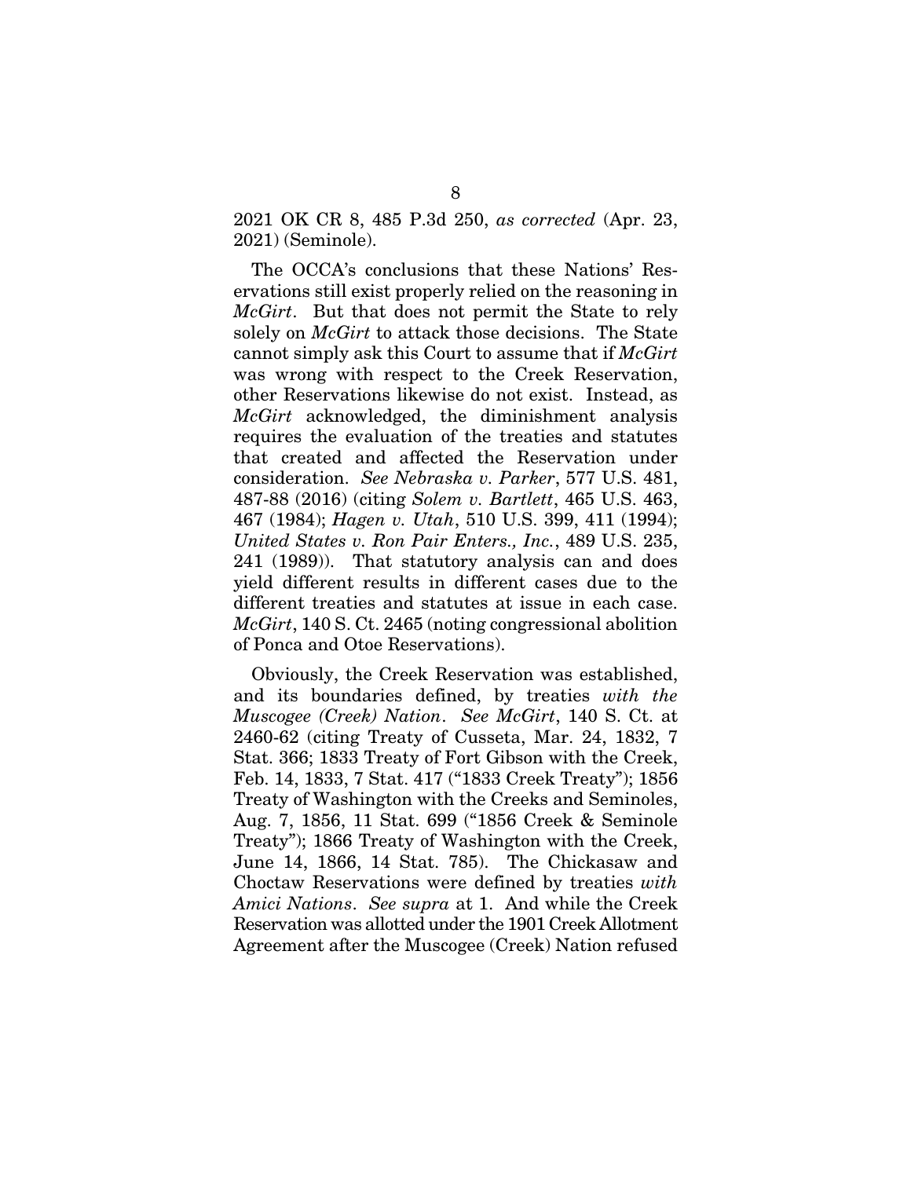2021 OK CR 8, 485 P.3d 250, *as corrected* (Apr. 23, 2021) (Seminole).

The OCCA's conclusions that these Nations' Reservations still exist properly relied on the reasoning in *McGirt*. But that does not permit the State to rely solely on *McGirt* to attack those decisions. The State cannot simply ask this Court to assume that if *McGirt* was wrong with respect to the Creek Reservation, other Reservations likewise do not exist. Instead, as *McGirt* acknowledged, the diminishment analysis requires the evaluation of the treaties and statutes that created and affected the Reservation under consideration. *See Nebraska v. Parker*, 577 U.S. 481, 487-88 (2016) (citing *Solem v. Bartlett*, 465 U.S. 463, 467 (1984); *Hagen v. Utah*, 510 U.S. 399, 411 (1994); *United States v. Ron Pair Enters., Inc.*, 489 U.S. 235, 241 (1989)). That statutory analysis can and does yield different results in different cases due to the different treaties and statutes at issue in each case. *McGirt*, 140 S. Ct. 2465 (noting congressional abolition of Ponca and Otoe Reservations).

Obviously, the Creek Reservation was established, and its boundaries defined, by treaties *with the Muscogee (Creek) Nation*. *See McGirt*, 140 S. Ct. at 2460-62 (citing Treaty of Cusseta, Mar. 24, 1832, 7 Stat. 366; 1833 Treaty of Fort Gibson with the Creek, Feb. 14, 1833, 7 Stat. 417 ("1833 Creek Treaty"); 1856 Treaty of Washington with the Creeks and Seminoles, Aug. 7, 1856, 11 Stat. 699 ("1856 Creek & Seminole Treaty"); 1866 Treaty of Washington with the Creek, June 14, 1866, 14 Stat. 785). The Chickasaw and Choctaw Reservations were defined by treaties *with Amici Nations*. *See supra* at 1. And while the Creek Reservation was allotted under the 1901 Creek Allotment Agreement after the Muscogee (Creek) Nation refused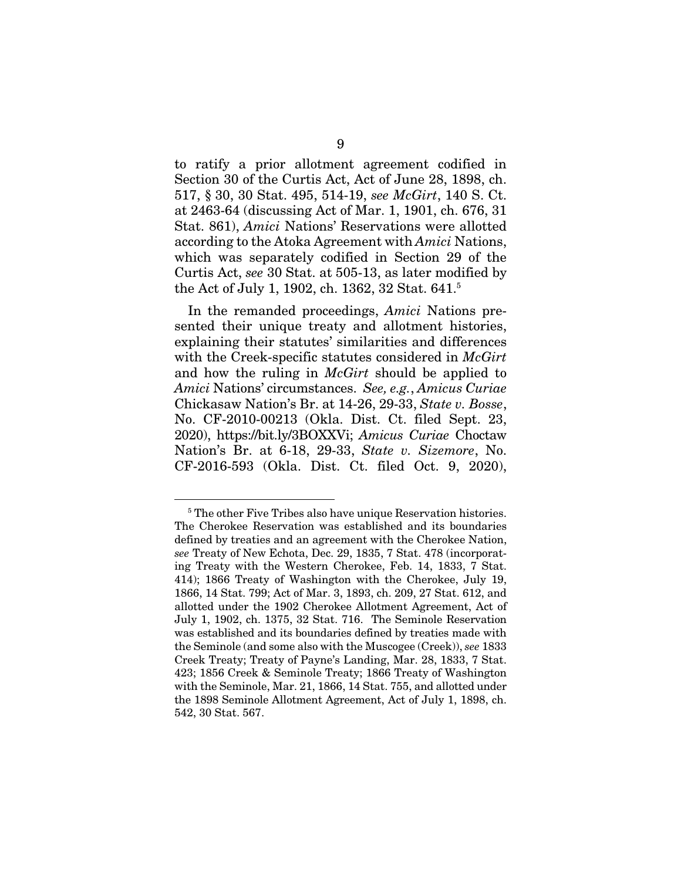to ratify a prior allotment agreement codified in Section 30 of the Curtis Act, Act of June 28, 1898, ch. 517, § 30, 30 Stat. 495, 514-19, *see McGirt*, 140 S. Ct. at 2463-64 (discussing Act of Mar. 1, 1901, ch. 676, 31 Stat. 861), *Amici* Nations' Reservations were allotted according to the Atoka Agreement with *Amici* Nations, which was separately codified in Section 29 of the Curtis Act, *see* 30 Stat. at 505-13, as later modified by the Act of July 1, 1902, ch. 1362, 32 Stat. 641.[5]

In the remanded proceedings, *Amici* Nations presented their unique treaty and allotment histories, explaining their statutes' similarities and differences with the Creek-specific statutes considered in *McGirt* and how the ruling in *McGirt* should be applied to *Amici* Nations' circumstances. *See, e.g.*, *Amicus Curiae* Chickasaw Nation's Br. at 14-26, 29-33, *State v. Bosse*, No. CF-2010-00213 (Okla. Dist. Ct. filed Sept. 23, 2020), https://bit.ly/3BOXXVi; *Amicus Curiae* Choctaw Nation's Br. at 6-18, 29-33, *State v. Sizemore*, No. CF-2016-593 (Okla. Dist. Ct. filed Oct. 9, 2020),

---

[5] The other Five Tribes also have unique Reservation histories. The Cherokee Reservation was established and its boundaries defined by treaties and an agreement with the Cherokee Nation, *see* Treaty of New Echota, Dec. 29, 1835, 7 Stat. 478 (incorporating Treaty with the Western Cherokee, Feb. 14, 1833, 7 Stat. 414); 1866 Treaty of Washington with the Cherokee, July 19, 1866, 14 Stat. 799; Act of Mar. 3, 1893, ch. 209, 27 Stat. 612, and allotted under the 1902 Cherokee Allotment Agreement, Act of July 1, 1902, ch. 1375, 32 Stat. 716. The Seminole Reservation was established and its boundaries defined by treaties made with the Seminole (and some also with the Muscogee (Creek)), *see* 1833 Creek Treaty; Treaty of Payne's Landing, Mar. 28, 1833, 7 Stat. 423; 1856 Creek & Seminole Treaty; 1866 Treaty of Washington with the Seminole, Mar. 21, 1866, 14 Stat. 755, and allotted under the 1898 Seminole Allotment Agreement, Act of July 1, 1898, ch. 542, 30 Stat. 567.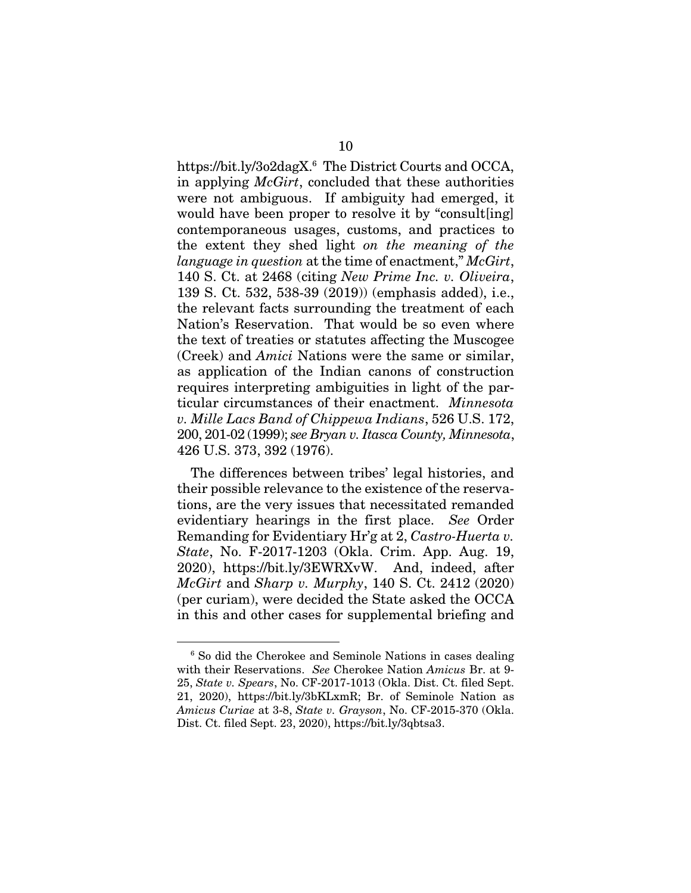https://bit.ly/3o2dagX.[6] The District Courts and OCCA, in applying *McGirt*, concluded that these authorities were not ambiguous. If ambiguity had emerged, it would have been proper to resolve it by "consult[ing] contemporaneous usages, customs, and practices to the extent they shed light *on the meaning of the language in question* at the time of enactment," *McGirt*, 140 S. Ct. at 2468 (citing *New Prime Inc. v. Oliveira*, 139 S. Ct. 532, 538-39 (2019)) (emphasis added), i.e., the relevant facts surrounding the treatment of each Nation's Reservation. That would be so even where the text of treaties or statutes affecting the Muscogee (Creek) and *Amici* Nations were the same or similar, as application of the Indian canons of construction requires interpreting ambiguities in light of the particular circumstances of their enactment. *Minnesota v. Mille Lacs Band of Chippewa Indians*, 526 U.S. 172, 200, 201-02 (1999); *see Bryan v. Itasca County, Minnesota*, 426 U.S. 373, 392 (1976).

The differences between tribes' legal histories, and their possible relevance to the existence of the reservations, are the very issues that necessitated remanded evidentiary hearings in the first place. *See* Order Remanding for Evidentiary Hr'g at 2, *Castro-Huerta v. State*, No. F-2017-1203 (Okla. Crim. App. Aug. 19, 2020), https://bit.ly/3EWRXvW. And, indeed, after *McGirt* and *Sharp v. Murphy*, 140 S. Ct. 2412 (2020) (per curiam), were decided the State asked the OCCA in this and other cases for supplemental briefing and

---

[6] So did the Cherokee and Seminole Nations in cases dealing with their Reservations. *See* Cherokee Nation *Amicus* Br. at 9-25, *State v. Spears*, No. CF-2017-1013 (Okla. Dist. Ct. filed Sept. 21, 2020), https://bit.ly/3bKLxmR; Br. of Seminole Nation as *Amicus Curiae* at 3-8, *State v. Grayson*, No. CF-2015-370 (Okla. Dist. Ct. filed Sept. 23, 2020), https://bit.ly/3qbtsa3.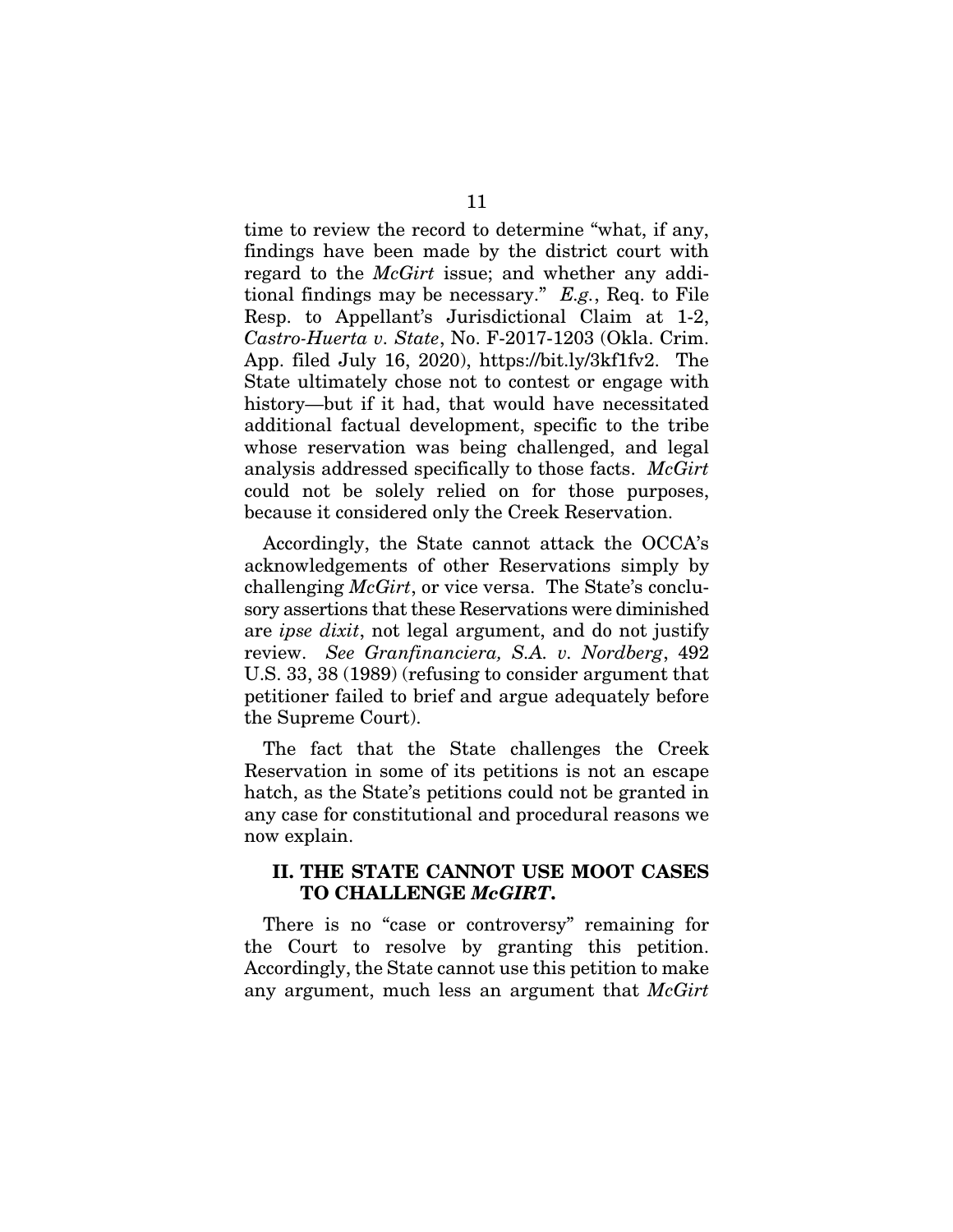time to review the record to determine "what, if any, findings have been made by the district court with regard to the *McGirt* issue; and whether any additional findings may be necessary." *E.g.*, Req. to File Resp. to Appellant's Jurisdictional Claim at 1-2, *Castro-Huerta v. State*, No. F-2017-1203 (Okla. Crim. App. filed July 16, 2020), https://bit.ly/3kf1fv2. The State ultimately chose not to contest or engage with history—but if it had, that would have necessitated additional factual development, specific to the tribe whose reservation was being challenged, and legal analysis addressed specifically to those facts. *McGirt* could not be solely relied on for those purposes, because it considered only the Creek Reservation.

Accordingly, the State cannot attack the OCCA's acknowledgements of other Reservations simply by challenging *McGirt*, or vice versa. The State's conclusory assertions that these Reservations were diminished are *ipse dixit*, not legal argument, and do not justify review. *See Granfinanciera, S.A. v. Nordberg*, 492 U.S. 33, 38 (1989) (refusing to consider argument that petitioner failed to brief and argue adequately before the Supreme Court).

The fact that the State challenges the Creek Reservation in some of its petitions is not an escape hatch, as the State's petitions could not be granted in any case for constitutional and procedural reasons we now explain.

## II. THE STATE CANNOT USE MOOT CASES TO CHALLENGE *McGIRT*.

There is no "case or controversy" remaining for the Court to resolve by granting this petition. Accordingly, the State cannot use this petition to make any argument, much less an argument that *McGirt*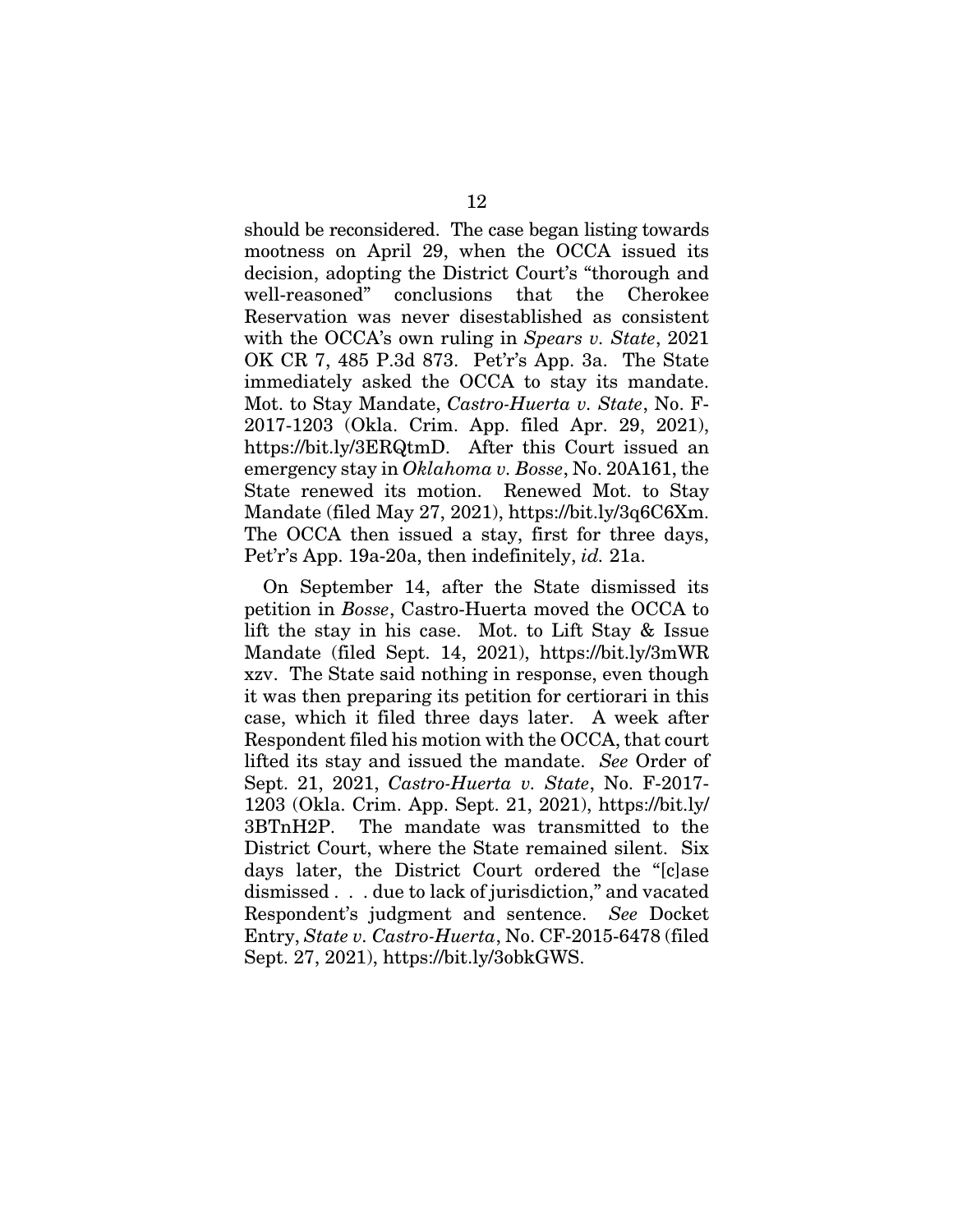should be reconsidered. The case began listing towards mootness on April 29, when the OCCA issued its decision, adopting the District Court's "thorough and well-reasoned" conclusions that the Cherokee Reservation was never disestablished as consistent with the OCCA's own ruling in *Spears v. State*, 2021 OK CR 7, 485 P.3d 873. Pet'r's App. 3a. The State immediately asked the OCCA to stay its mandate. Mot. to Stay Mandate, *Castro-Huerta v. State*, No. F-2017-1203 (Okla. Crim. App. filed Apr. 29, 2021), https://bit.ly/3ERQtmD. After this Court issued an emergency stay in *Oklahoma v. Bosse*, No. 20A161, the State renewed its motion. Renewed Mot. to Stay Mandate (filed May 27, 2021), https://bit.ly/3q6C6Xm. The OCCA then issued a stay, first for three days, Pet'r's App. 19a-20a, then indefinitely, *id.* 21a.

On September 14, after the State dismissed its petition in *Bosse*, Castro-Huerta moved the OCCA to lift the stay in his case. Mot. to Lift Stay & Issue Mandate (filed Sept. 14, 2021), https://bit.ly/3mWRxzv. The State said nothing in response, even though it was then preparing its petition for certiorari in this case, which it filed three days later. A week after Respondent filed his motion with the OCCA, that court lifted its stay and issued the mandate. *See* Order of Sept. 21, 2021, *Castro-Huerta v. State*, No. F-2017-1203 (Okla. Crim. App. Sept. 21, 2021), https://bit.ly/3BTnH2P. The mandate was transmitted to the District Court, where the State remained silent. Six days later, the District Court ordered the "[c]ase dismissed . . . due to lack of jurisdiction," and vacated Respondent's judgment and sentence. *See* Docket Entry, *State v. Castro-Huerta*, No. CF-2015-6478 (filed Sept. 27, 2021), https://bit.ly/3obkGWS.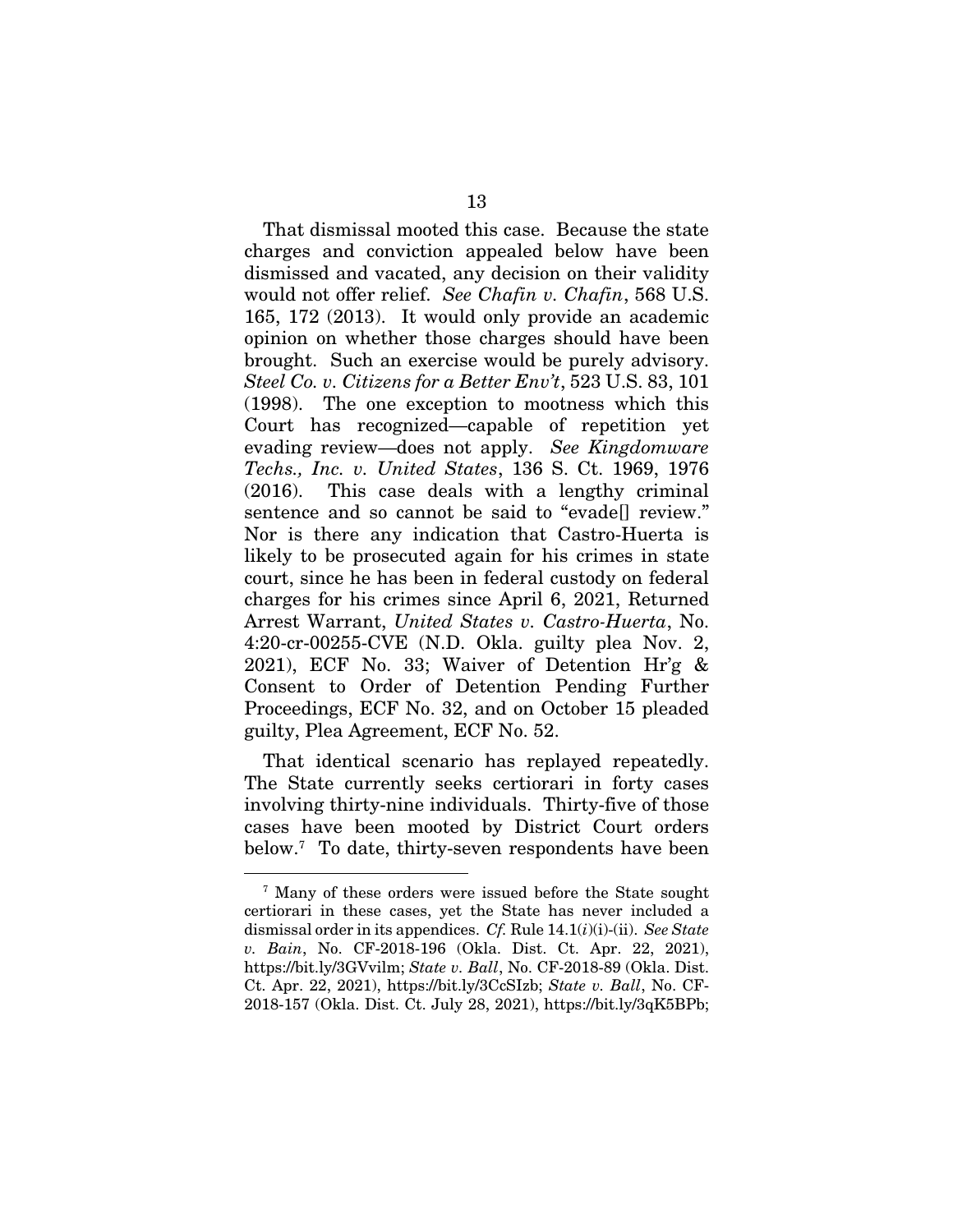That dismissal mooted this case. Because the state charges and conviction appealed below have been dismissed and vacated, any decision on their validity would not offer relief. *See Chafin v. Chafin*, 568 U.S. 165, 172 (2013). It would only provide an academic opinion on whether those charges should have been brought. Such an exercise would be purely advisory. *Steel Co. v. Citizens for a Better Env't*, 523 U.S. 83, 101 (1998). The one exception to mootness which this Court has recognized—capable of repetition yet evading review—does not apply. *See Kingdomware Techs., Inc. v. United States*, 136 S. Ct. 1969, 1976 (2016). This case deals with a lengthy criminal sentence and so cannot be said to "evade[] review." Nor is there any indication that Castro-Huerta is likely to be prosecuted again for his crimes in state court, since he has been in federal custody on federal charges for his crimes since April 6, 2021, Returned Arrest Warrant, *United States v. Castro-Huerta*, No. 4:20-cr-00255-CVE (N.D. Okla. guilty plea Nov. 2, 2021), ECF No. 33; Waiver of Detention Hr'g & Consent to Order of Detention Pending Further Proceedings, ECF No. 32, and on October 15 pleaded guilty, Plea Agreement, ECF No. 52.

That identical scenario has replayed repeatedly. The State currently seeks certiorari in forty cases involving thirty-nine individuals. Thirty-five of those cases have been mooted by District Court orders below.[7] To date, thirty-seven respondents have been

---

[7] Many of these orders were issued before the State sought certiorari in these cases, yet the State has never included a dismissal order in its appendices. *Cf.* Rule 14.1(*i*)(i)-(ii). *See State v. Bain*, No. CF-2018-196 (Okla. Dist. Ct. Apr. 22, 2021), https://bit.ly/3GVvilm; *State v. Ball*, No. CF-2018-89 (Okla. Dist. Ct. Apr. 22, 2021), https://bit.ly/3CcSIzb; *State v. Ball*, No. CF-2018-157 (Okla. Dist. Ct. July 28, 2021), https://bit.ly/3qK5BPb;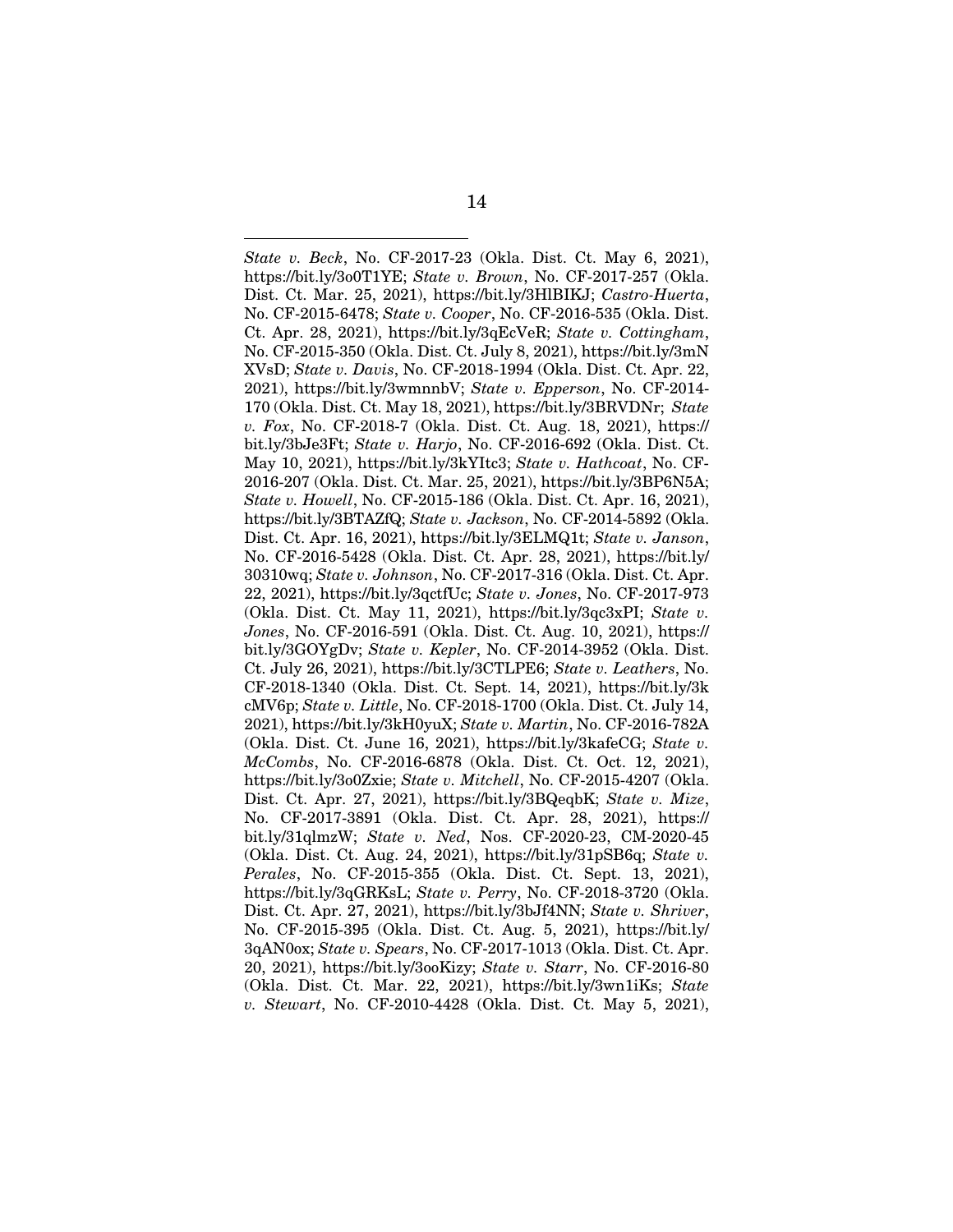*State v. Beck*, No. CF-2017-23 (Okla. Dist. Ct. May 6, 2021), https://bit.ly/3o0T1YE; *State v. Brown*, No. CF-2017-257 (Okla. Dist. Ct. Mar. 25, 2021), https://bit.ly/3HlBIKJ; *Castro-Huerta*, No. CF-2015-6478; *State v. Cooper*, No. CF-2016-535 (Okla. Dist. Ct. Apr. 28, 2021), https://bit.ly/3qEcVeR; *State v. Cottingham*, No. CF-2015-350 (Okla. Dist. Ct. July 8, 2021), https://bit.ly/3mNXVsD; *State v. Davis*, No. CF-2018-1994 (Okla. Dist. Ct. Apr. 22, 2021), https://bit.ly/3wmnnbV; *State v. Epperson*, No. CF-2014-170 (Okla. Dist. Ct. May 18, 2021), https://bit.ly/3BRVDNr; *State v. Fox*, No. CF-2018-7 (Okla. Dist. Ct. Aug. 18, 2021), https://bit.ly/3bJe3Ft; *State v. Harjo*, No. CF-2016-692 (Okla. Dist. Ct. May 10, 2021), https://bit.ly/3kYItc3; *State v. Hathcoat*, No. CF-2016-207 (Okla. Dist. Ct. Mar. 25, 2021), https://bit.ly/3BP6N5A; *State v. Howell*, No. CF-2015-186 (Okla. Dist. Ct. Apr. 16, 2021), https://bit.ly/3BTAZfQ; *State v. Jackson*, No. CF-2014-5892 (Okla. Dist. Ct. Apr. 16, 2021), https://bit.ly/3ELMQ1t; *State v. Janson*, No. CF-2016-5428 (Okla. Dist. Ct. Apr. 28, 2021), https://bit.ly/30310wq; *State v. Johnson*, No. CF-2017-316 (Okla. Dist. Ct. Apr. 22, 2021), https://bit.ly/3qctfUc; *State v. Jones*, No. CF-2017-973 (Okla. Dist. Ct. May 11, 2021), https://bit.ly/3qc3xPI; *State v. Jones*, No. CF-2016-591 (Okla. Dist. Ct. Aug. 10, 2021), https://bit.ly/3GOYgDv; *State v. Kepler*, No. CF-2014-3952 (Okla. Dist. Ct. July 26, 2021), https://bit.ly/3CTLPE6; *State v. Leathers*, No. CF-2018-1340 (Okla. Dist. Ct. Sept. 14, 2021), https://bit.ly/3kcMV6p; *State v. Little*, No. CF-2018-1700 (Okla. Dist. Ct. July 14, 2021), https://bit.ly/3kH0yuX; *State v. Martin*, No. CF-2016-782A (Okla. Dist. Ct. June 16, 2021), https://bit.ly/3kafeCG; *State v. McCombs*, No. CF-2016-6878 (Okla. Dist. Ct. Oct. 12, 2021), https://bit.ly/3o0Zxie; *State v. Mitchell*, No. CF-2015-4207 (Okla. Dist. Ct. Apr. 27, 2021), https://bit.ly/3BQeqbK; *State v. Mize*, No. CF-2017-3891 (Okla. Dist. Ct. Apr. 28, 2021), https://bit.ly/31qlmzW; *State v. Ned*, Nos. CF-2020-23, CM-2020-45 (Okla. Dist. Ct. Aug. 24, 2021), https://bit.ly/31pSB6q; *State v. Perales*, No. CF-2015-355 (Okla. Dist. Ct. Sept. 13, 2021), https://bit.ly/3qGRKsL; *State v. Perry*, No. CF-2018-3720 (Okla. Dist. Ct. Apr. 27, 2021), https://bit.ly/3bJf4NN; *State v. Shriver*, No. CF-2015-395 (Okla. Dist. Ct. Aug. 5, 2021), https://bit.ly/3qAN0ox; *State v. Spears*, No. CF-2017-1013 (Okla. Dist. Ct. Apr. 20, 2021), https://bit.ly/3ooKizy; *State v. Starr*, No. CF-2016-80 (Okla. Dist. Ct. Mar. 22, 2021), https://bit.ly/3wn1iKs; *State v. Stewart*, No. CF-2010-4428 (Okla. Dist. Ct. May 5, 2021),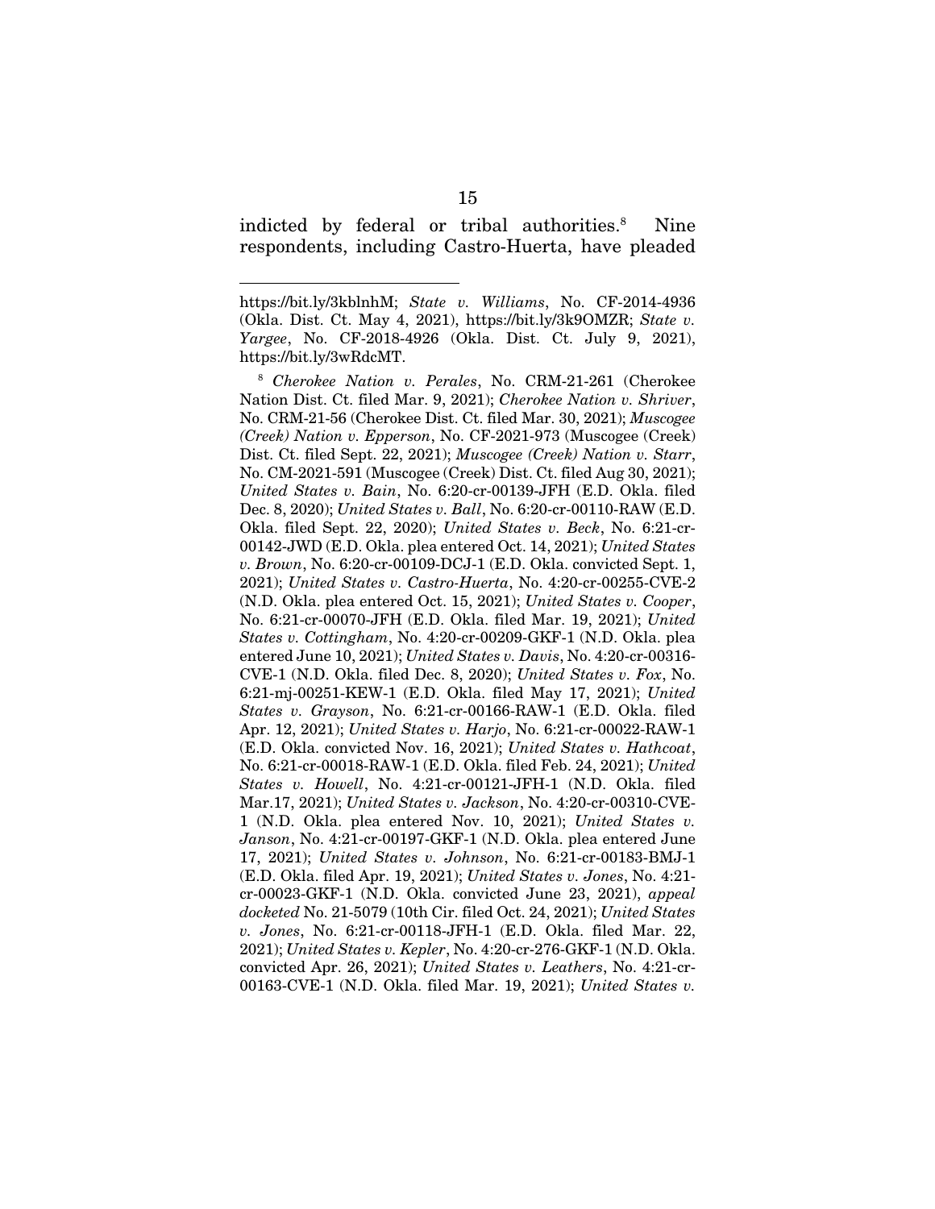indicted by federal or tribal authorities.[8] Nine respondents, including Castro-Huerta, have pleaded

---

https://bit.ly/3kblnhM; *State v. Williams*, No. CF-2014-4936 (Okla. Dist. Ct. May 4, 2021), https://bit.ly/3k9OMZR; *State v. Yargee*, No. CF-2018-4926 (Okla. Dist. Ct. July 9, 2021), https://bit.ly/3wRdcMT.

[8] *Cherokee Nation v. Perales*, No. CRM-21-261 (Cherokee Nation Dist. Ct. filed Mar. 9, 2021); *Cherokee Nation v. Shriver*, No. CRM-21-56 (Cherokee Dist. Ct. filed Mar. 30, 2021); *Muscogee (Creek) Nation v. Epperson*, No. CF-2021-973 (Muscogee (Creek) Dist. Ct. filed Sept. 22, 2021); *Muscogee (Creek) Nation v. Starr*, No. CM-2021-591 (Muscogee (Creek) Dist. Ct. filed Aug 30, 2021); *United States v. Bain*, No. 6:20-cr-00139-JFH (E.D. Okla. filed Dec. 8, 2020); *United States v. Ball*, No. 6:20-cr-00110-RAW (E.D. Okla. filed Sept. 22, 2020); *United States v. Beck*, No. 6:21-cr-00142-JWD (E.D. Okla. plea entered Oct. 14, 2021); *United States v. Brown*, No. 6:20-cr-00109-DCJ-1 (E.D. Okla. convicted Sept. 1, 2021); *United States v. Castro-Huerta*, No. 4:20-cr-00255-CVE-2 (N.D. Okla. plea entered Oct. 15, 2021); *United States v. Cooper*, No. 6:21-cr-00070-JFH (E.D. Okla. filed Mar. 19, 2021); *United States v. Cottingham*, No. 4:20-cr-00209-GKF-1 (N.D. Okla. plea entered June 10, 2021); *United States v. Davis*, No. 4:20-cr-00316-CVE-1 (N.D. Okla. filed Dec. 8, 2020); *United States v. Fox*, No. 6:21-mj-00251-KEW-1 (E.D. Okla. filed May 17, 2021); *United States v. Grayson*, No. 6:21-cr-00166-RAW-1 (E.D. Okla. filed Apr. 12, 2021); *United States v. Harjo*, No. 6:21-cr-00022-RAW-1 (E.D. Okla. convicted Nov. 16, 2021); *United States v. Hathcoat*, No. 6:21-cr-00018-RAW-1 (E.D. Okla. filed Feb. 24, 2021); *United States v. Howell*, No. 4:21-cr-00121-JFH-1 (N.D. Okla. filed Mar.17, 2021); *United States v. Jackson*, No. 4:20-cr-00310-CVE-1 (N.D. Okla. plea entered Nov. 10, 2021); *United States v. Janson*, No. 4:21-cr-00197-GKF-1 (N.D. Okla. plea entered June 17, 2021); *United States v. Johnson*, No. 6:21-cr-00183-BMJ-1 (E.D. Okla. filed Apr. 19, 2021); *United States v. Jones*, No. 4:21-cr-00023-GKF-1 (N.D. Okla. convicted June 23, 2021), *appeal docketed* No. 21-5079 (10th Cir. filed Oct. 24, 2021); *United States v. Jones*, No. 6:21-cr-00118-JFH-1 (E.D. Okla. filed Mar. 22, 2021); *United States v. Kepler*, No. 4:20-cr-276-GKF-1 (N.D. Okla. convicted Apr. 26, 2021); *United States v. Leathers*, No. 4:21-cr-00163-CVE-1 (N.D. Okla. filed Mar. 19, 2021); *United States v.*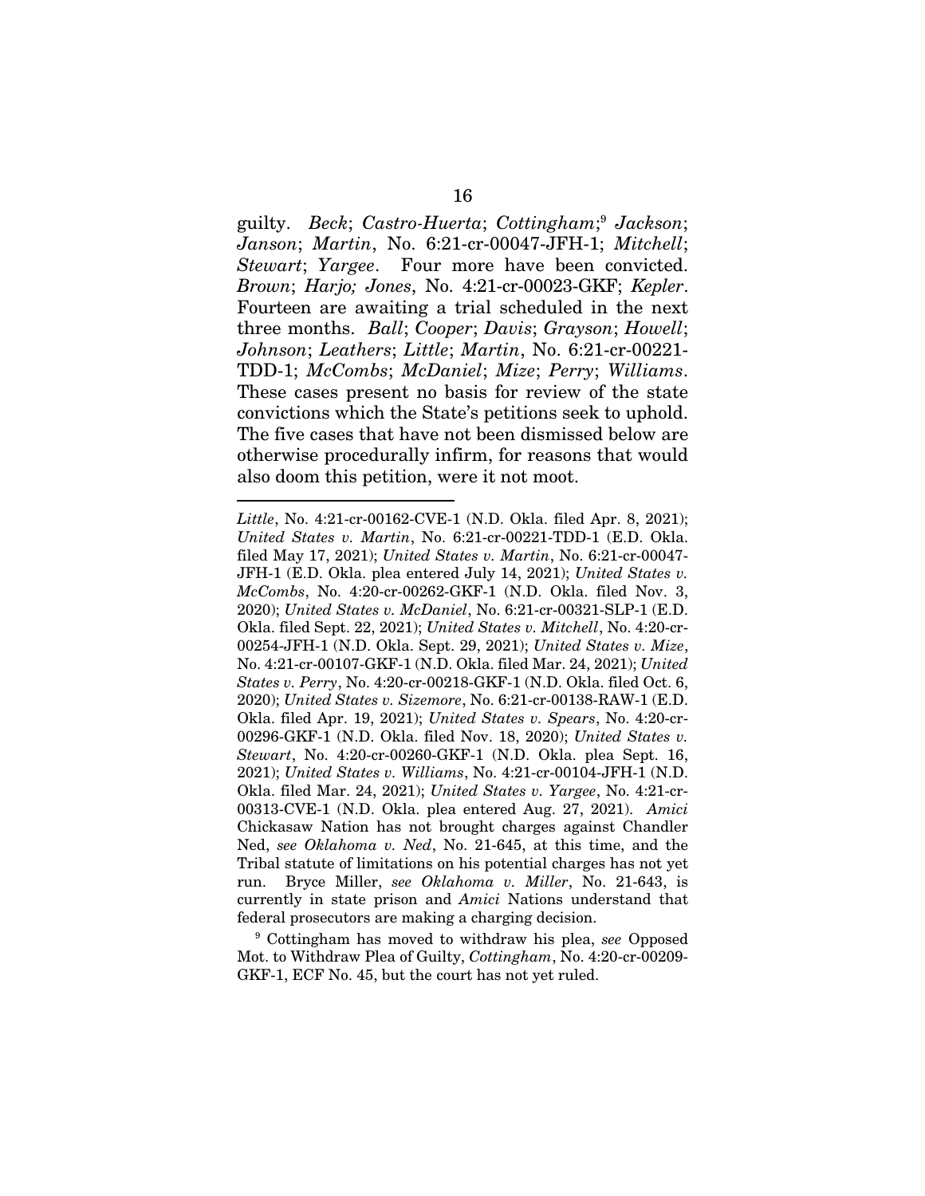guilty. *Beck*; *Castro-Huerta*; *Cottingham*;[9] *Jackson*; *Janson*; *Martin*, No. 6:21-cr-00047-JFH-1; *Mitchell*; *Stewart*; *Yargee*. Four more have been convicted. *Brown*; *Harjo; Jones*, No. 4:21-cr-00023-GKF; *Kepler*. Fourteen are awaiting a trial scheduled in the next three months. *Ball*; *Cooper*; *Davis*; *Grayson*; *Howell*; *Johnson*; *Leathers*; *Little*; *Martin*, No. 6:21-cr-00221-TDD-1; *McCombs*; *McDaniel*; *Mize*; *Perry*; *Williams*. These cases present no basis for review of the state convictions which the State's petitions seek to uphold. The five cases that have not been dismissed below are otherwise procedurally infirm, for reasons that would also doom this petition, were it not moot.

---

*Little*, No. 4:21-cr-00162-CVE-1 (N.D. Okla. filed Apr. 8, 2021); *United States v. Martin*, No. 6:21-cr-00221-TDD-1 (E.D. Okla. filed May 17, 2021); *United States v. Martin*, No. 6:21-cr-00047-JFH-1 (E.D. Okla. plea entered July 14, 2021); *United States v. McCombs*, No. 4:20-cr-00262-GKF-1 (N.D. Okla. filed Nov. 3, 2020); *United States v. McDaniel*, No. 6:21-cr-00321-SLP-1 (E.D. Okla. filed Sept. 22, 2021); *United States v. Mitchell*, No. 4:20-cr-00254-JFH-1 (N.D. Okla. Sept. 29, 2021); *United States v. Mize*, No. 4:21-cr-00107-GKF-1 (N.D. Okla. filed Mar. 24, 2021); *United States v. Perry*, No. 4:20-cr-00218-GKF-1 (N.D. Okla. filed Oct. 6, 2020); *United States v. Sizemore*, No. 6:21-cr-00138-RAW-1 (E.D. Okla. filed Apr. 19, 2021); *United States v. Spears*, No. 4:20-cr-00296-GKF-1 (N.D. Okla. filed Nov. 18, 2020); *United States v. Stewart*, No. 4:20-cr-00260-GKF-1 (N.D. Okla. plea Sept. 16, 2021); *United States v. Williams*, No. 4:21-cr-00104-JFH-1 (N.D. Okla. filed Mar. 24, 2021); *United States v. Yargee*, No. 4:21-cr-00313-CVE-1 (N.D. Okla. plea entered Aug. 27, 2021). *Amici* Chickasaw Nation has not brought charges against Chandler Ned, *see Oklahoma v. Ned*, No. 21-645, at this time, and the Tribal statute of limitations on his potential charges has not yet run. Bryce Miller, *see Oklahoma v. Miller*, No. 21-643, is currently in state prison and *Amici* Nations understand that federal prosecutors are making a charging decision.

[9] Cottingham has moved to withdraw his plea, *see* Opposed Mot. to Withdraw Plea of Guilty, *Cottingham*, No. 4:20-cr-00209-GKF-1, ECF No. 45, but the court has not yet ruled.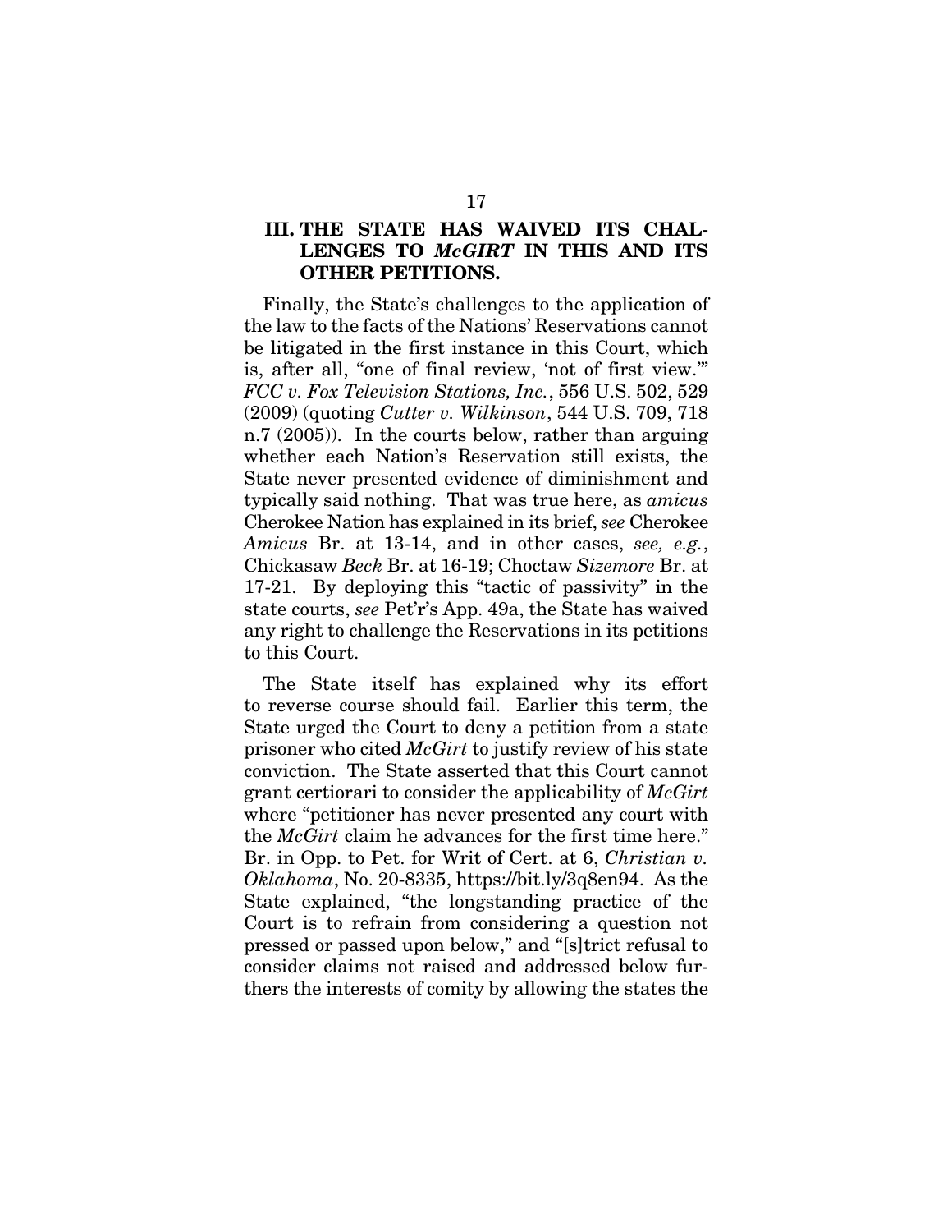## III. THE STATE HAS WAIVED ITS CHALLENGES TO *McGIRT* IN THIS AND ITS OTHER PETITIONS.

Finally, the State's challenges to the application of the law to the facts of the Nations' Reservations cannot be litigated in the first instance in this Court, which is, after all, "one of final review, 'not of first view.'" *FCC v. Fox Television Stations, Inc.*, 556 U.S. 502, 529 (2009) (quoting *Cutter v. Wilkinson*, 544 U.S. 709, 718 n.7 (2005)). In the courts below, rather than arguing whether each Nation's Reservation still exists, the State never presented evidence of diminishment and typically said nothing. That was true here, as *amicus* Cherokee Nation has explained in its brief, *see* Cherokee *Amicus* Br. at 13-14, and in other cases, *see, e.g.*, Chickasaw *Beck* Br. at 16-19; Choctaw *Sizemore* Br. at 17-21. By deploying this "tactic of passivity" in the state courts, *see* Pet'r's App. 49a, the State has waived any right to challenge the Reservations in its petitions to this Court.

The State itself has explained why its effort to reverse course should fail. Earlier this term, the State urged the Court to deny a petition from a state prisoner who cited *McGirt* to justify review of his state conviction. The State asserted that this Court cannot grant certiorari to consider the applicability of *McGirt* where "petitioner has never presented any court with the *McGirt* claim he advances for the first time here." Br. in Opp. to Pet. for Writ of Cert. at 6, *Christian v. Oklahoma*, No. 20-8335, https://bit.ly/3q8en94. As the State explained, "the longstanding practice of the Court is to refrain from considering a question not pressed or passed upon below," and "[s]trict refusal to consider claims not raised and addressed below furthers the interests of comity by allowing the states the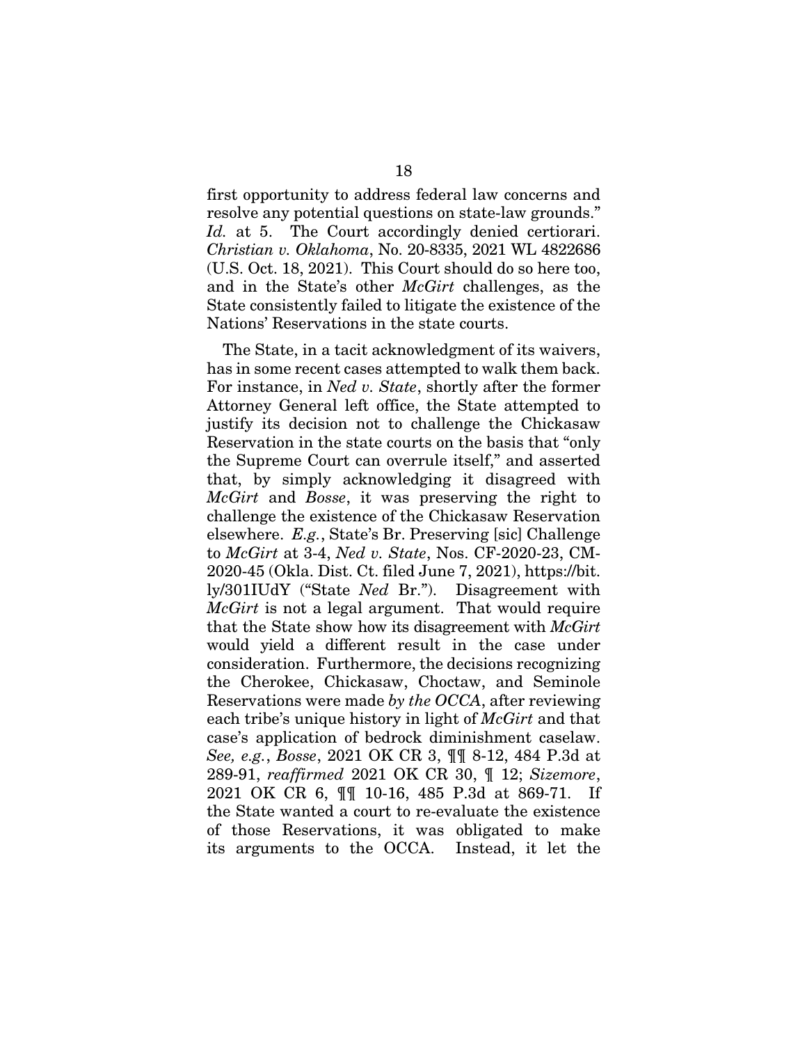first opportunity to address federal law concerns and resolve any potential questions on state-law grounds." *Id.* at 5. The Court accordingly denied certiorari. *Christian v. Oklahoma*, No. 20-8335, 2021 WL 4822686 (U.S. Oct. 18, 2021). This Court should do so here too, and in the State's other *McGirt* challenges, as the State consistently failed to litigate the existence of the Nations' Reservations in the state courts.

The State, in a tacit acknowledgment of its waivers, has in some recent cases attempted to walk them back. For instance, in *Ned v. State*, shortly after the former Attorney General left office, the State attempted to justify its decision not to challenge the Chickasaw Reservation in the state courts on the basis that "only the Supreme Court can overrule itself," and asserted that, by simply acknowledging it disagreed with *McGirt* and *Bosse*, it was preserving the right to challenge the existence of the Chickasaw Reservation elsewhere. *E.g.*, State's Br. Preserving [sic] Challenge to *McGirt* at 3-4, *Ned v. State*, Nos. CF-2020-23, CM-2020-45 (Okla. Dist. Ct. filed June 7, 2021), https://bit.ly/301IUdY ("State *Ned* Br."). Disagreement with *McGirt* is not a legal argument. That would require that the State show how its disagreement with *McGirt* would yield a different result in the case under consideration. Furthermore, the decisions recognizing the Cherokee, Chickasaw, Choctaw, and Seminole Reservations were made *by the OCCA*, after reviewing each tribe's unique history in light of *McGirt* and that case's application of bedrock diminishment caselaw. *See, e.g.*, *Bosse*, 2021 OK CR 3, ¶¶ 8-12, 484 P.3d at 289-91, *reaffirmed* 2021 OK CR 30, ¶ 12; *Sizemore*, 2021 OK CR 6, ¶¶ 10-16, 485 P.3d at 869-71. If the State wanted a court to re-evaluate the existence of those Reservations, it was obligated to make its arguments to the OCCA. Instead, it let the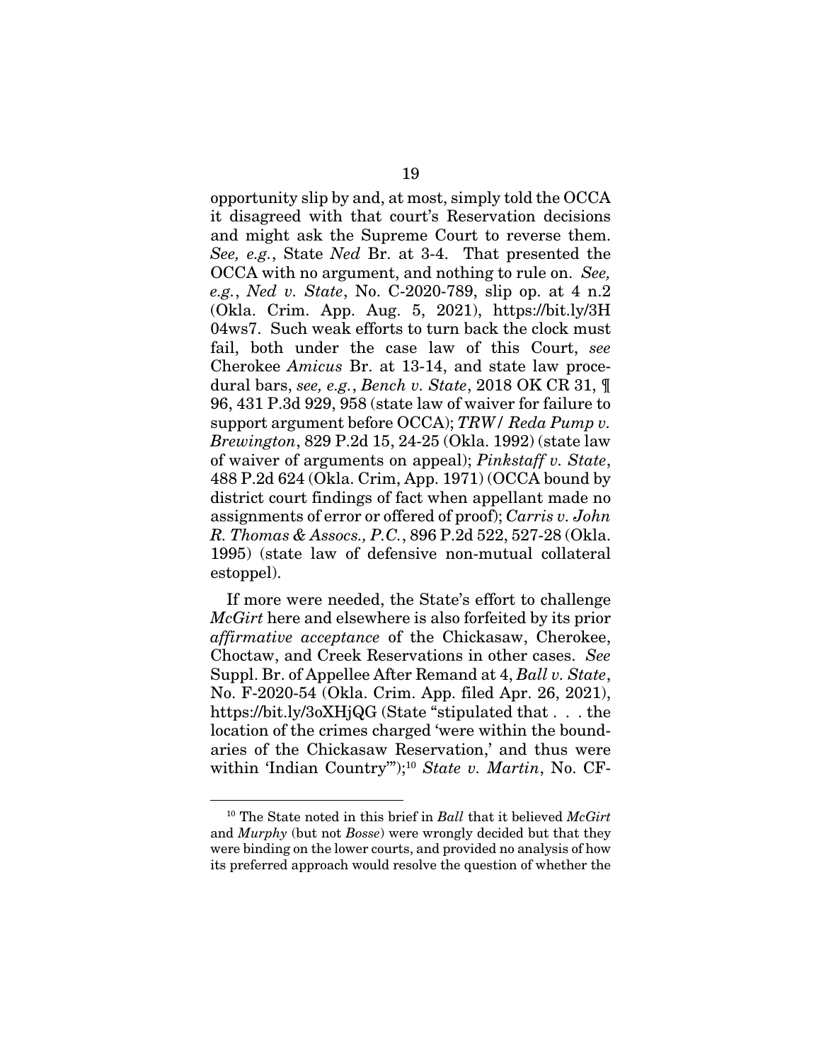opportunity slip by and, at most, simply told the OCCA it disagreed with that court's Reservation decisions and might ask the Supreme Court to reverse them. *See, e.g.*, State *Ned* Br. at 3-4. That presented the OCCA with no argument, and nothing to rule on. *See, e.g.*, *Ned v. State*, No. C-2020-789, slip op. at 4 n.2 (Okla. Crim. App. Aug. 5, 2021), https://bit.ly/3H04ws7. Such weak efforts to turn back the clock must fail, both under the case law of this Court, *see* Cherokee *Amicus* Br. at 13-14, and state law procedural bars, *see, e.g.*, *Bench v. State*, 2018 OK CR 31, ¶ 96, 431 P.3d 929, 958 (state law of waiver for failure to support argument before OCCA); *TRW/ Reda Pump v. Brewington*, 829 P.2d 15, 24-25 (Okla. 1992) (state law of waiver of arguments on appeal); *Pinkstaff v. State*, 488 P.2d 624 (Okla. Crim, App. 1971) (OCCA bound by district court findings of fact when appellant made no assignments of error or offered of proof); *Carris v. John R. Thomas & Assocs., P.C.*, 896 P.2d 522, 527-28 (Okla. 1995) (state law of defensive non-mutual collateral estoppel).

If more were needed, the State's effort to challenge *McGirt* here and elsewhere is also forfeited by its prior *affirmative acceptance* of the Chickasaw, Cherokee, Choctaw, and Creek Reservations in other cases. *See* Suppl. Br. of Appellee After Remand at 4, *Ball v. State*, No. F-2020-54 (Okla. Crim. App. filed Apr. 26, 2021), https://bit.ly/3oXHjQG (State "stipulated that . . . the location of the crimes charged 'were within the boundaries of the Chickasaw Reservation,' and thus were within 'Indian Country'");[10] *State v. Martin*, No. CF-

[10] The State noted in this brief in *Ball* that it believed *McGirt* and *Murphy* (but not *Bosse*) were wrongly decided but that they were binding on the lower courts, and provided no analysis of how its preferred approach would resolve the question of whether the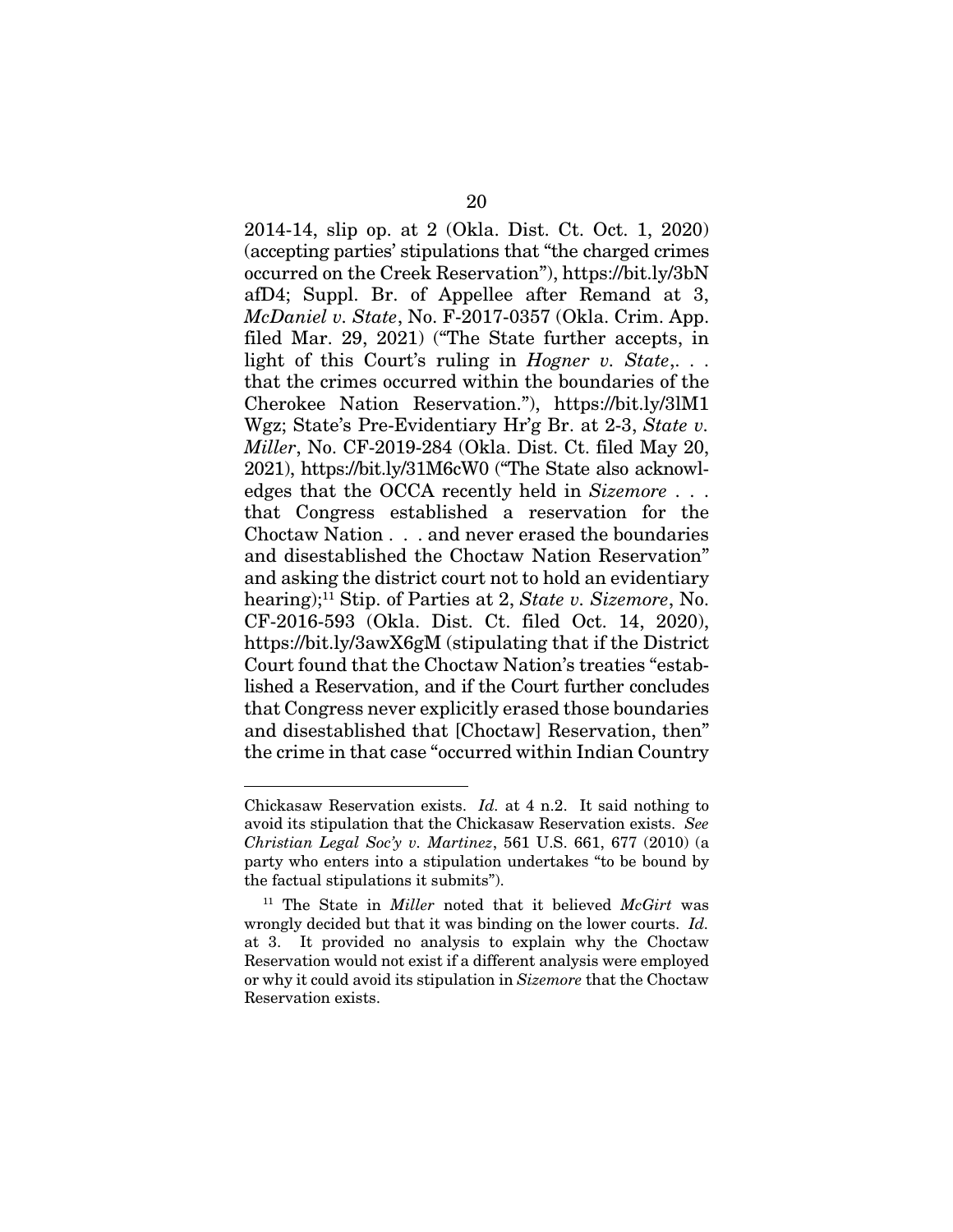2014-14, slip op. at 2 (Okla. Dist. Ct. Oct. 1, 2020) (accepting parties' stipulations that "the charged crimes occurred on the Creek Reservation"), https://bit.ly/3bNafD4; Suppl. Br. of Appellee after Remand at 3, *McDaniel v. State*, No. F-2017-0357 (Okla. Crim. App. filed Mar. 29, 2021) ("The State further accepts, in light of this Court's ruling in *Hogner v. State*,. . . that the crimes occurred within the boundaries of the Cherokee Nation Reservation."), https://bit.ly/3lM1Wgz; State's Pre-Evidentiary Hr'g Br. at 2-3, *State v. Miller*, No. CF-2019-284 (Okla. Dist. Ct. filed May 20, 2021), https://bit.ly/31M6cW0 ("The State also acknowledges that the OCCA recently held in *Sizemore* . . . that Congress established a reservation for the Choctaw Nation . . . and never erased the boundaries and disestablished the Choctaw Nation Reservation" and asking the district court not to hold an evidentiary hearing);[11] Stip. of Parties at 2, *State v. Sizemore*, No. CF-2016-593 (Okla. Dist. Ct. filed Oct. 14, 2020), https://bit.ly/3awX6gM (stipulating that if the District Court found that the Choctaw Nation's treaties "established a Reservation, and if the Court further concludes that Congress never explicitly erased those boundaries and disestablished that [Choctaw] Reservation, then" the crime in that case "occurred within Indian Country

---

Chickasaw Reservation exists. *Id.* at 4 n.2. It said nothing to avoid its stipulation that the Chickasaw Reservation exists. *See Christian Legal Soc'y v. Martinez*, 561 U.S. 661, 677 (2010) (a party who enters into a stipulation undertakes "to be bound by the factual stipulations it submits").

[11] The State in *Miller* noted that it believed *McGirt* was wrongly decided but that it was binding on the lower courts. *Id.* at 3. It provided no analysis to explain why the Choctaw Reservation would not exist if a different analysis were employed or why it could avoid its stipulation in *Sizemore* that the Choctaw Reservation exists.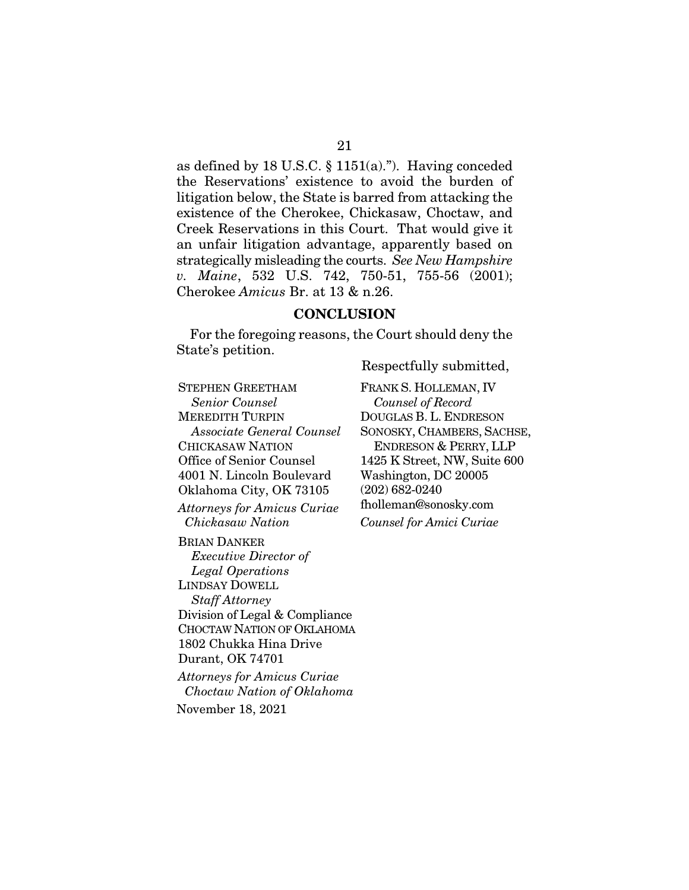as defined by 18 U.S.C. § 1151(a)."). Having conceded the Reservations' existence to avoid the burden of litigation below, the State is barred from attacking the existence of the Cherokee, Chickasaw, Choctaw, and Creek Reservations in this Court. That would give it an unfair litigation advantage, apparently based on strategically misleading the courts. *See New Hampshire v. Maine*, 532 U.S. 742, 750-51, 755-56 (2001); Cherokee *Amicus* Br. at 13 & n.26.

## CONCLUSION

For the foregoing reasons, the Court should deny the State's petition.

Respectfully submitted,

FRANK S. HOLLEMAN, IV
*Counsel of Record*
DOUGLAS B. L. ENDRESON
SONOSKY, CHAMBERS, SACHSE, ENDRESON & PERRY, LLP
1425 K Street, NW, Suite 600
Washington, DC 20005
(202) 682-0240
fholleman@sonosky.com
*Counsel for Amici Curiae*

STEPHEN GREETHAM
*Senior Counsel*
MEREDITH TURPIN
*Associate General Counsel*
CHICKASAW NATION
Office of Senior Counsel
4001 N. Lincoln Boulevard
Oklahoma City, OK 73105
*Attorneys for Amicus Curiae Chickasaw Nation*

BRIAN DANKER
*Executive Director of Legal Operations*
LINDSAY DOWELL
*Staff Attorney*
Division of Legal & Compliance
CHOCTAW NATION OF OKLAHOMA
1802 Chukka Hina Drive
Durant, OK 74701
*Attorneys for Amicus Curiae Choctaw Nation of Oklahoma*

November 18, 2021